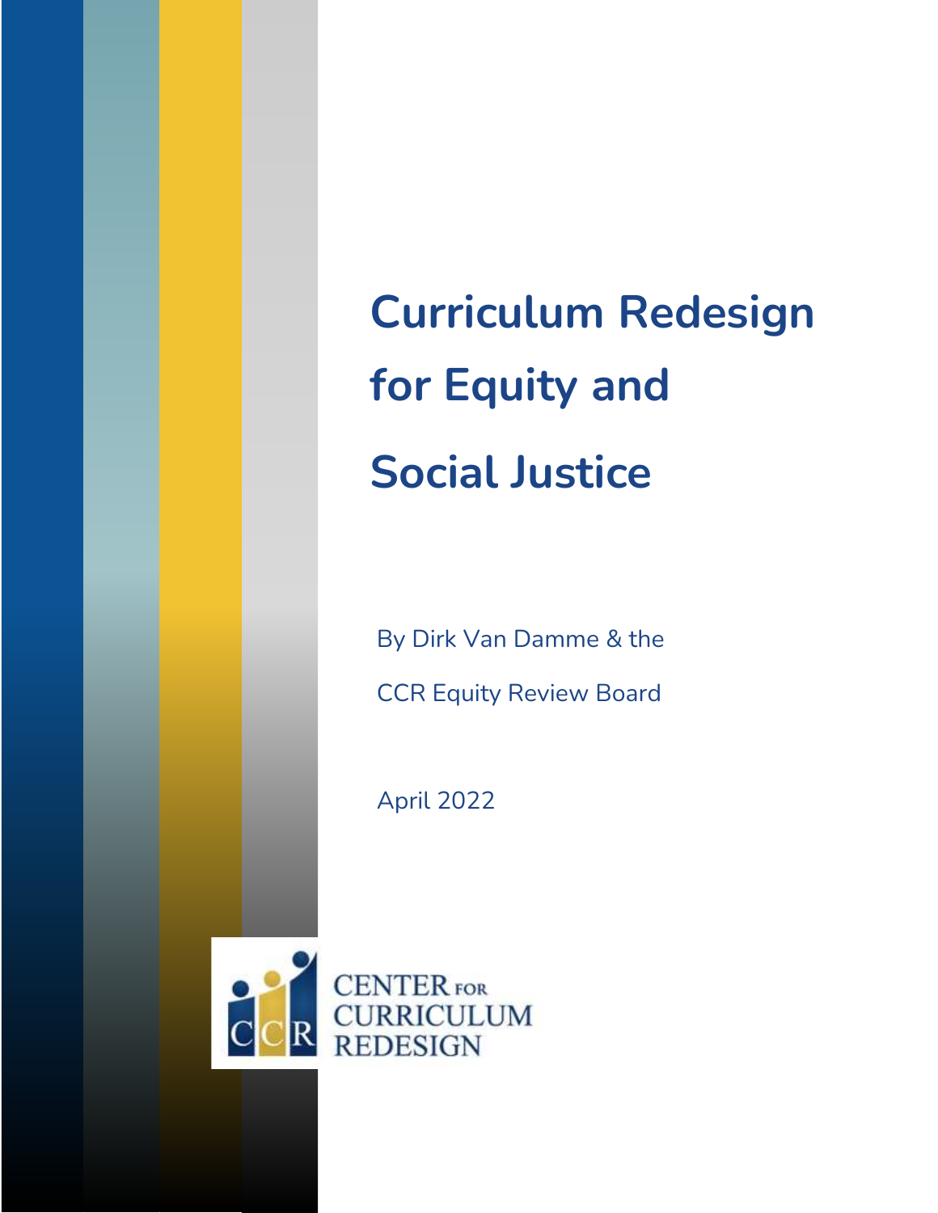# Curriculum Redesign for Equity and Social Justice

By Dirk Van Damme & the

CCR Equity Review Board

April 2022

CENTER FOR CURRICULUM REDESIGN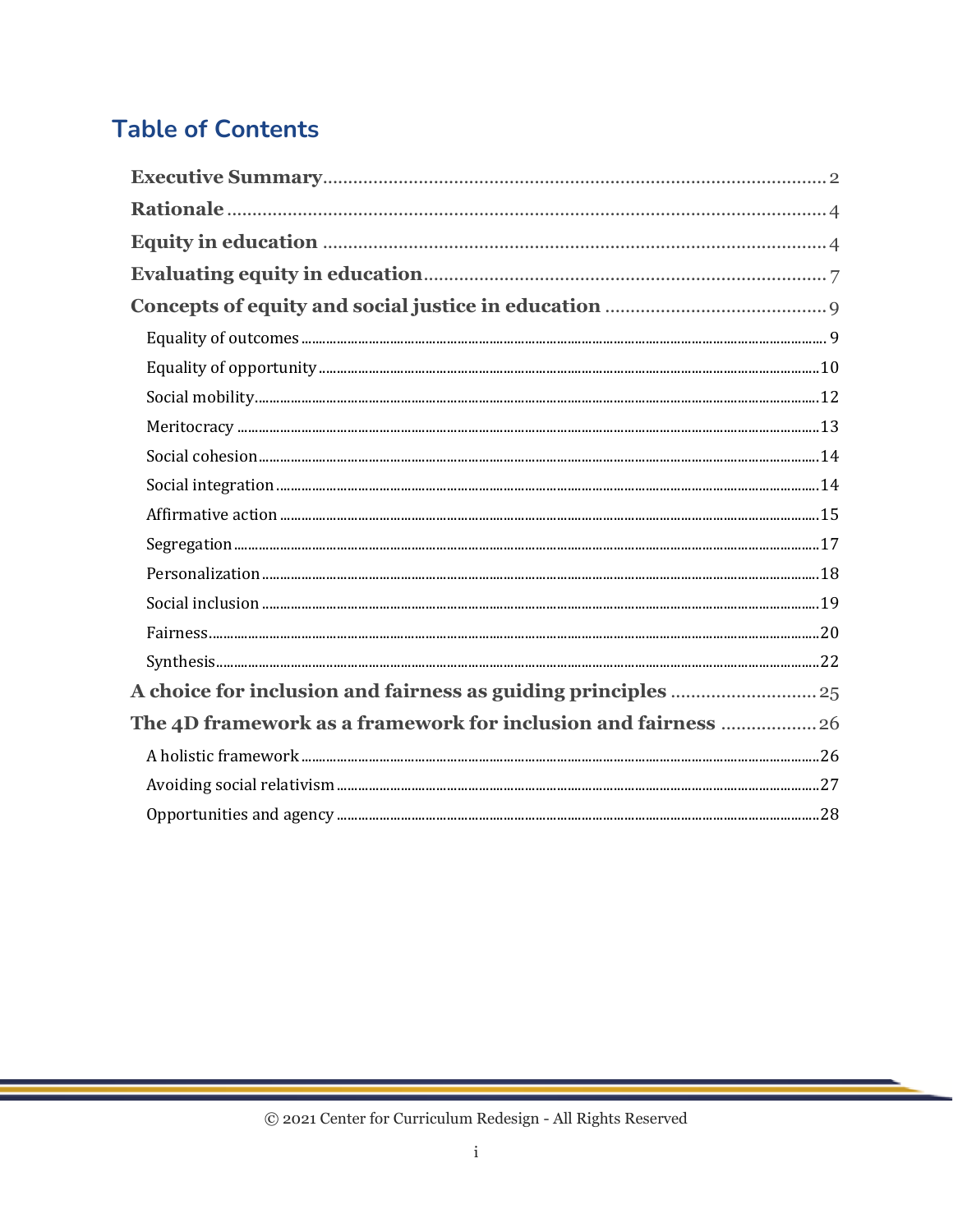# Table of Contents

- **Executive Summary** .......... 2
- **Rationale** .......... 4
- **Equity in education** .......... 4
- **Evaluating equity in education** .......... 7
- **Concepts of equity and social justice in education** .......... 9
  - Equality of outcomes .......... 9
  - Equality of opportunity .......... 10
  - Social mobility .......... 12
  - Meritocracy .......... 13
  - Social cohesion .......... 14
  - Social integration .......... 14
  - Affirmative action .......... 15
  - Segregation .......... 17
  - Personalization .......... 18
  - Social inclusion .......... 19
  - Fairness .......... 20
  - Synthesis .......... 22
- **A choice for inclusion and fairness as guiding principles** .......... 25
- **The 4D framework as a framework for inclusion and fairness** .......... 26
  - A holistic framework .......... 26
  - Avoiding social relativism .......... 27
  - Opportunities and agency .......... 28

© 2021 Center for Curriculum Redesign - All Rights Reserved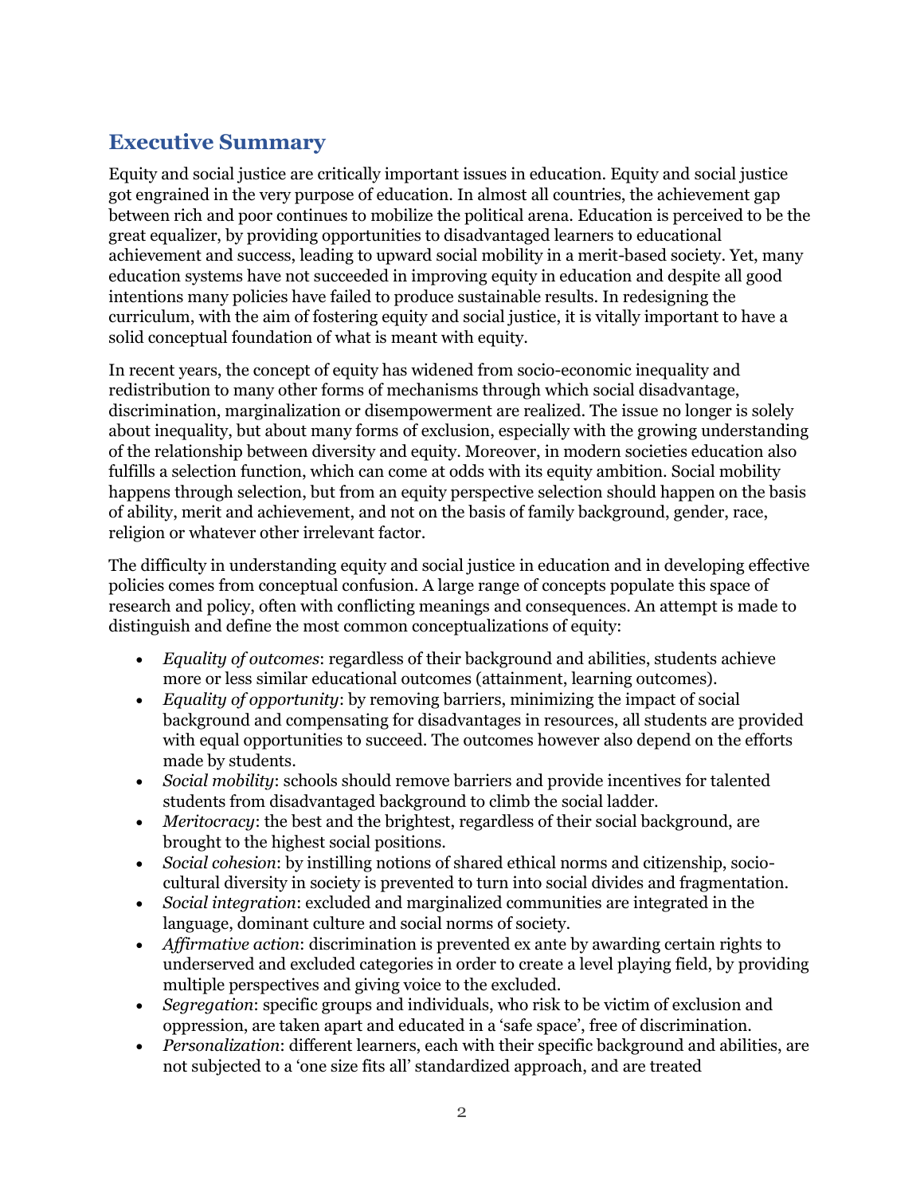## Executive Summary

Equity and social justice are critically important issues in education. Equity and social justice got engrained in the very purpose of education. In almost all countries, the achievement gap between rich and poor continues to mobilize the political arena. Education is perceived to be the great equalizer, by providing opportunities to disadvantaged learners to educational achievement and success, leading to upward social mobility in a merit-based society. Yet, many education systems have not succeeded in improving equity in education and despite all good intentions many policies have failed to produce sustainable results. In redesigning the curriculum, with the aim of fostering equity and social justice, it is vitally important to have a solid conceptual foundation of what is meant with equity.

In recent years, the concept of equity has widened from socio-economic inequality and redistribution to many other forms of mechanisms through which social disadvantage, discrimination, marginalization or disempowerment are realized. The issue no longer is solely about inequality, but about many forms of exclusion, especially with the growing understanding of the relationship between diversity and equity. Moreover, in modern societies education also fulfills a selection function, which can come at odds with its equity ambition. Social mobility happens through selection, but from an equity perspective selection should happen on the basis of ability, merit and achievement, and not on the basis of family background, gender, race, religion or whatever other irrelevant factor.

The difficulty in understanding equity and social justice in education and in developing effective policies comes from conceptual confusion. A large range of concepts populate this space of research and policy, often with conflicting meanings and consequences. An attempt is made to distinguish and define the most common conceptualizations of equity:

- *Equality of outcomes*: regardless of their background and abilities, students achieve more or less similar educational outcomes (attainment, learning outcomes).
- *Equality of opportunity*: by removing barriers, minimizing the impact of social background and compensating for disadvantages in resources, all students are provided with equal opportunities to succeed. The outcomes however also depend on the efforts made by students.
- *Social mobility*: schools should remove barriers and provide incentives for talented students from disadvantaged background to climb the social ladder.
- *Meritocracy*: the best and the brightest, regardless of their social background, are brought to the highest social positions.
- *Social cohesion*: by instilling notions of shared ethical norms and citizenship, socio-cultural diversity in society is prevented to turn into social divides and fragmentation.
- *Social integration*: excluded and marginalized communities are integrated in the language, dominant culture and social norms of society.
- *Affirmative action*: discrimination is prevented ex ante by awarding certain rights to underserved and excluded categories in order to create a level playing field, by providing multiple perspectives and giving voice to the excluded.
- *Segregation*: specific groups and individuals, who risk to be victim of exclusion and oppression, are taken apart and educated in a 'safe space', free of discrimination.
- *Personalization*: different learners, each with their specific background and abilities, are not subjected to a 'one size fits all' standardized approach, and are treated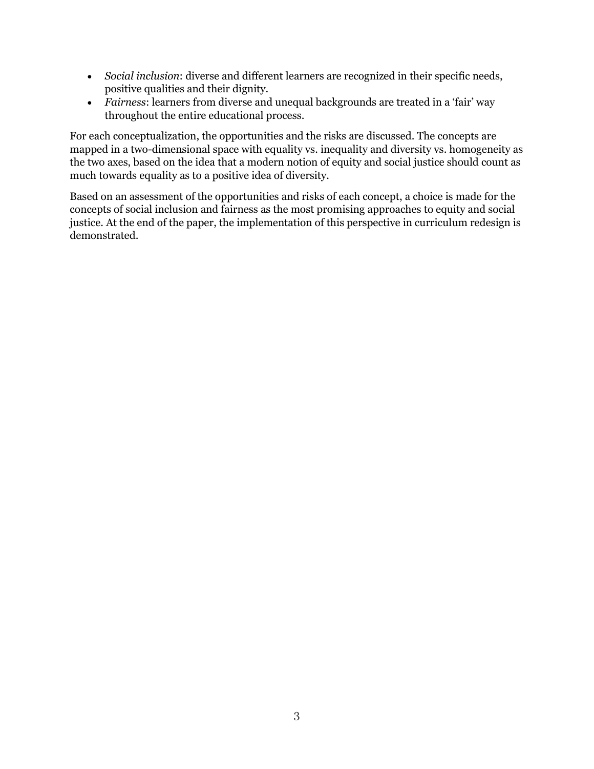- *Social inclusion*: diverse and different learners are recognized in their specific needs, positive qualities and their dignity.
- *Fairness*: learners from diverse and unequal backgrounds are treated in a 'fair' way throughout the entire educational process.

For each conceptualization, the opportunities and the risks are discussed. The concepts are mapped in a two-dimensional space with equality vs. inequality and diversity vs. homogeneity as the two axes, based on the idea that a modern notion of equity and social justice should count as much towards equality as to a positive idea of diversity.

Based on an assessment of the opportunities and risks of each concept, a choice is made for the concepts of social inclusion and fairness as the most promising approaches to equity and social justice. At the end of the paper, the implementation of this perspective in curriculum redesign is demonstrated.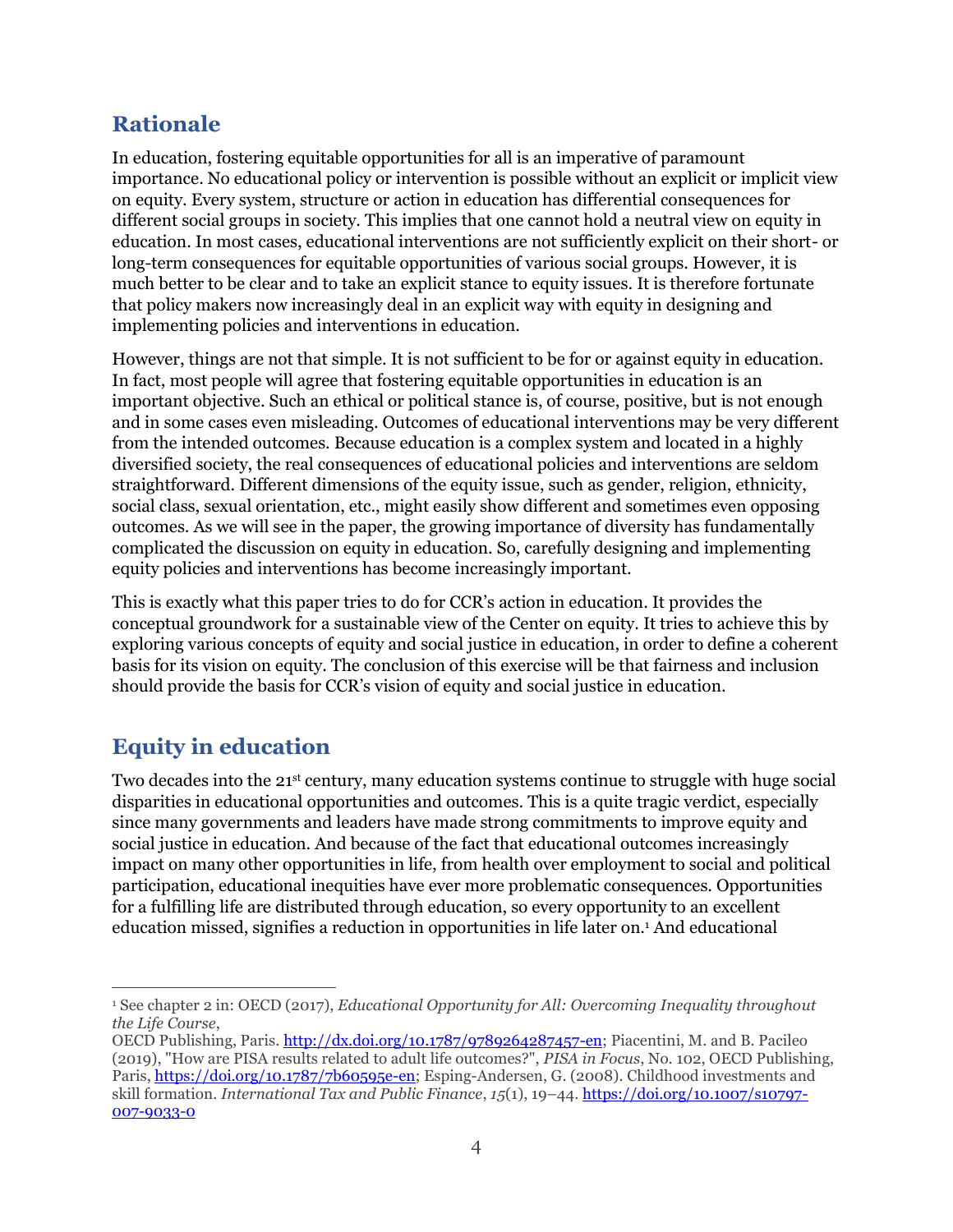## Rationale

In education, fostering equitable opportunities for all is an imperative of paramount importance. No educational policy or intervention is possible without an explicit or implicit view on equity. Every system, structure or action in education has differential consequences for different social groups in society. This implies that one cannot hold a neutral view on equity in education. In most cases, educational interventions are not sufficiently explicit on their short- or long-term consequences for equitable opportunities of various social groups. However, it is much better to be clear and to take an explicit stance to equity issues. It is therefore fortunate that policy makers now increasingly deal in an explicit way with equity in designing and implementing policies and interventions in education.

However, things are not that simple. It is not sufficient to be for or against equity in education. In fact, most people will agree that fostering equitable opportunities in education is an important objective. Such an ethical or political stance is, of course, positive, but is not enough and in some cases even misleading. Outcomes of educational interventions may be very different from the intended outcomes. Because education is a complex system and located in a highly diversified society, the real consequences of educational policies and interventions are seldom straightforward. Different dimensions of the equity issue, such as gender, religion, ethnicity, social class, sexual orientation, etc., might easily show different and sometimes even opposing outcomes. As we will see in the paper, the growing importance of diversity has fundamentally complicated the discussion on equity in education. So, carefully designing and implementing equity policies and interventions has become increasingly important.

This is exactly what this paper tries to do for CCR's action in education. It provides the conceptual groundwork for a sustainable view of the Center on equity. It tries to achieve this by exploring various concepts of equity and social justice in education, in order to define a coherent basis for its vision on equity. The conclusion of this exercise will be that fairness and inclusion should provide the basis for CCR's vision of equity and social justice in education.

## Equity in education

Two decades into the 21st century, many education systems continue to struggle with huge social disparities in educational opportunities and outcomes. This is a quite tragic verdict, especially since many governments and leaders have made strong commitments to improve equity and social justice in education. And because of the fact that educational outcomes increasingly impact on many other opportunities in life, from health over employment to social and political participation, educational inequities have ever more problematic consequences. Opportunities for a fulfilling life are distributed through education, so every opportunity to an excellent education missed, signifies a reduction in opportunities in life later on.[1] And educational

[1] See chapter 2 in: OECD (2017), *Educational Opportunity for All: Overcoming Inequality throughout the Life Course*, OECD Publishing, Paris. http://dx.doi.org/10.1787/9789264287457-en; Piacentini, M. and B. Pacileo (2019), "How are PISA results related to adult life outcomes?", *PISA in Focus*, No. 102, OECD Publishing, Paris, https://doi.org/10.1787/7b60595e-en; Esping-Andersen, G. (2008). Childhood investments and skill formation. *International Tax and Public Finance*, *15*(1), 19–44. https://doi.org/10.1007/s10797-007-9033-0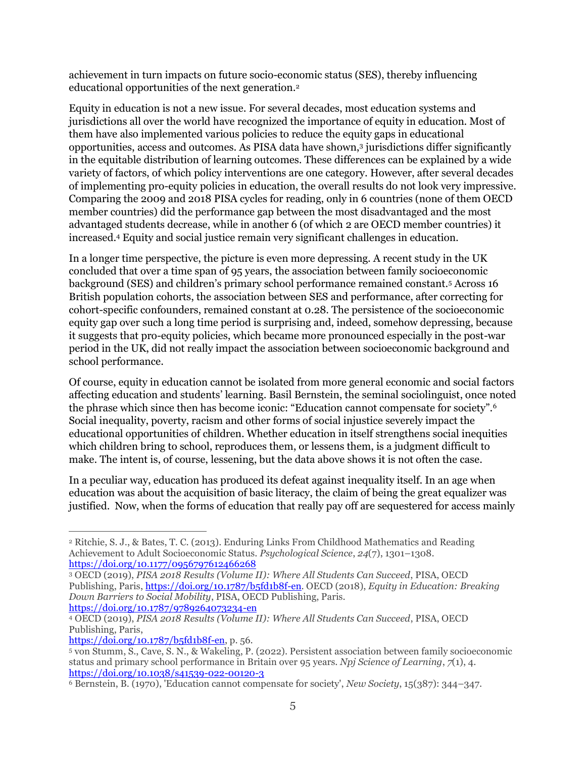achievement in turn impacts on future socio-economic status (SES), thereby influencing educational opportunities of the next generation.[2]

Equity in education is not a new issue. For several decades, most education systems and jurisdictions all over the world have recognized the importance of equity in education. Most of them have also implemented various policies to reduce the equity gaps in educational opportunities, access and outcomes. As PISA data have shown,[3] jurisdictions differ significantly in the equitable distribution of learning outcomes. These differences can be explained by a wide variety of factors, of which policy interventions are one category. However, after several decades of implementing pro-equity policies in education, the overall results do not look very impressive. Comparing the 2009 and 2018 PISA cycles for reading, only in 6 countries (none of them OECD member countries) did the performance gap between the most disadvantaged and the most advantaged students decrease, while in another 6 (of which 2 are OECD member countries) it increased.[4] Equity and social justice remain very significant challenges in education.

In a longer time perspective, the picture is even more depressing. A recent study in the UK concluded that over a time span of 95 years, the association between family socioeconomic background (SES) and children's primary school performance remained constant.[5] Across 16 British population cohorts, the association between SES and performance, after correcting for cohort-specific confounders, remained constant at 0.28. The persistence of the socioeconomic equity gap over such a long time period is surprising and, indeed, somehow depressing, because it suggests that pro-equity policies, which became more pronounced especially in the post-war period in the UK, did not really impact the association between socioeconomic background and school performance.

Of course, equity in education cannot be isolated from more general economic and social factors affecting education and students' learning. Basil Bernstein, the seminal sociolinguist, once noted the phrase which since then has become iconic: "Education cannot compensate for society".[6] Social inequality, poverty, racism and other forms of social injustice severely impact the educational opportunities of children. Whether education in itself strengthens social inequities which children bring to school, reproduces them, or lessens them, is a judgment difficult to make. The intent is, of course, lessening, but the data above shows it is not often the case.

In a peculiar way, education has produced its defeat against inequality itself. In an age when education was about the acquisition of basic literacy, the claim of being the great equalizer was justified. Now, when the forms of education that really pay off are sequestered for access mainly

---

[2] Ritchie, S. J., & Bates, T. C. (2013). Enduring Links From Childhood Mathematics and Reading Achievement to Adult Socioeconomic Status. *Psychological Science*, *24*(7), 1301–1308. https://doi.org/10.1177/0956797612466268

[3] OECD (2019), *PISA 2018 Results (Volume II): Where All Students Can Succeed*, PISA, OECD Publishing, Paris, https://doi.org/10.1787/b5fd1b8f-en. OECD (2018), *Equity in Education: Breaking Down Barriers to Social Mobility*, PISA, OECD Publishing, Paris. https://doi.org/10.1787/9789264073234-en

[4] OECD (2019), *PISA 2018 Results (Volume II): Where All Students Can Succeed*, PISA, OECD Publishing, Paris, https://doi.org/10.1787/b5fd1b8f-en, p. 56.

[5] von Stumm, S., Cave, S. N., & Wakeling, P. (2022). Persistent association between family socioeconomic status and primary school performance in Britain over 95 years. *Npj Science of Learning*, *7*(1), 4. https://doi.org/10.1038/s41539-022-00120-3

[6] Bernstein, B. (1970), 'Education cannot compensate for society', *New Society*, 15(387): 344–347.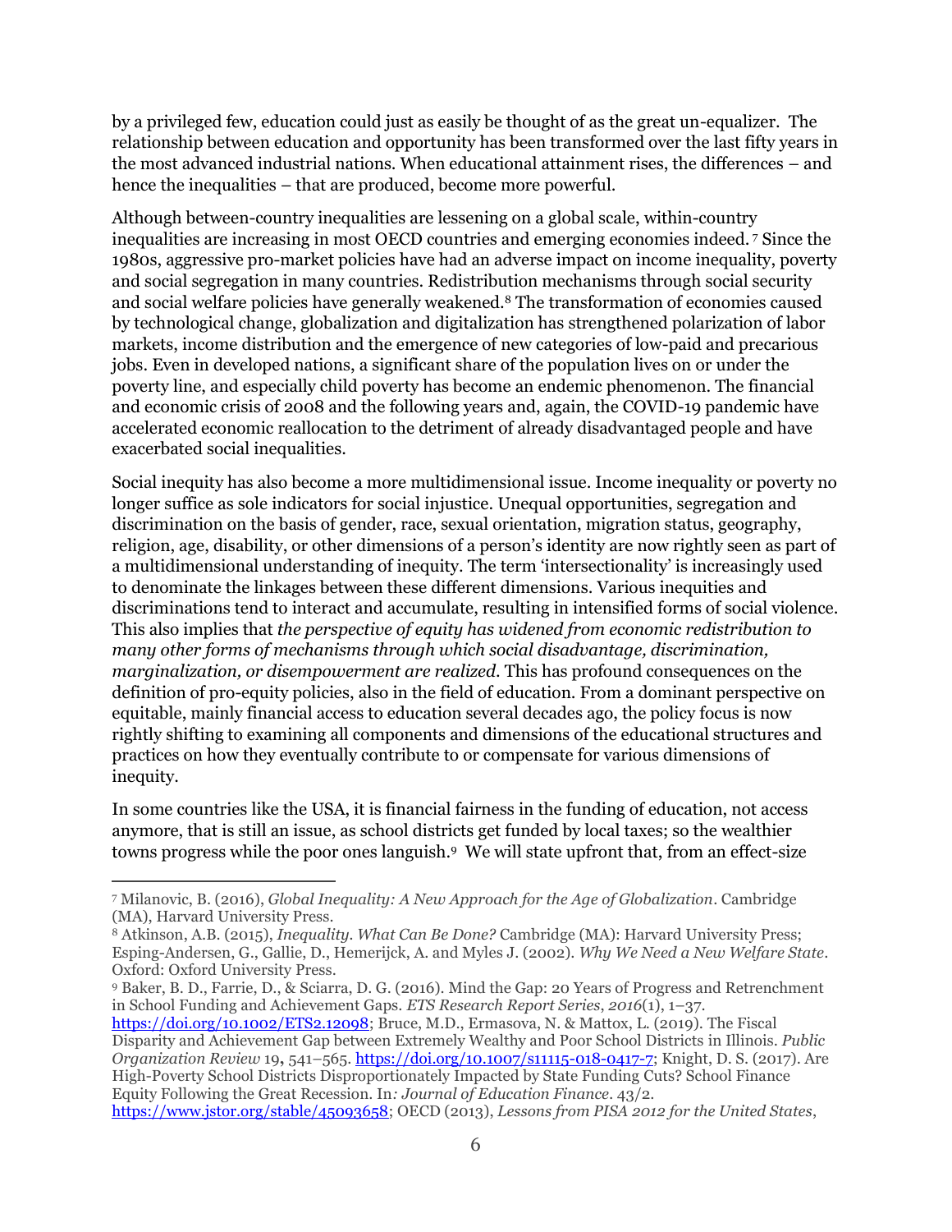by a privileged few, education could just as easily be thought of as the great un-equalizer. The relationship between education and opportunity has been transformed over the last fifty years in the most advanced industrial nations. When educational attainment rises, the differences – and hence the inequalities – that are produced, become more powerful.

Although between-country inequalities are lessening on a global scale, within-country inequalities are increasing in most OECD countries and emerging economies indeed.[7] Since the 1980s, aggressive pro-market policies have had an adverse impact on income inequality, poverty and social segregation in many countries. Redistribution mechanisms through social security and social welfare policies have generally weakened.[8] The transformation of economies caused by technological change, globalization and digitalization has strengthened polarization of labor markets, income distribution and the emergence of new categories of low-paid and precarious jobs. Even in developed nations, a significant share of the population lives on or under the poverty line, and especially child poverty has become an endemic phenomenon. The financial and economic crisis of 2008 and the following years and, again, the COVID-19 pandemic have accelerated economic reallocation to the detriment of already disadvantaged people and have exacerbated social inequalities.

Social inequity has also become a more multidimensional issue. Income inequality or poverty no longer suffice as sole indicators for social injustice. Unequal opportunities, segregation and discrimination on the basis of gender, race, sexual orientation, migration status, geography, religion, age, disability, or other dimensions of a person's identity are now rightly seen as part of a multidimensional understanding of inequity. The term 'intersectionality' is increasingly used to denominate the linkages between these different dimensions. Various inequities and discriminations tend to interact and accumulate, resulting in intensified forms of social violence. This also implies that *the perspective of equity has widened from economic redistribution to many other forms of mechanisms through which social disadvantage, discrimination, marginalization, or disempowerment are realized*. This has profound consequences on the definition of pro-equity policies, also in the field of education. From a dominant perspective on equitable, mainly financial access to education several decades ago, the policy focus is now rightly shifting to examining all components and dimensions of the educational structures and practices on how they eventually contribute to or compensate for various dimensions of inequity.

In some countries like the USA, it is financial fairness in the funding of education, not access anymore, that is still an issue, as school districts get funded by local taxes; so the wealthier towns progress while the poor ones languish.[9] We will state upfront that, from an effect-size

---

[7] Milanovic, B. (2016), *Global Inequality: A New Approach for the Age of Globalization*. Cambridge (MA), Harvard University Press.

[8] Atkinson, A.B. (2015), *Inequality. What Can Be Done?* Cambridge (MA): Harvard University Press; Esping-Andersen, G., Gallie, D., Hemerijck, A. and Myles J. (2002). *Why We Need a New Welfare State*. Oxford: Oxford University Press.

[9] Baker, B. D., Farrie, D., & Sciarra, D. G. (2016). Mind the Gap: 20 Years of Progress and Retrenchment in School Funding and Achievement Gaps. *ETS Research Report Series*, *2016*(1), 1–37. https://doi.org/10.1002/ETS2.12098; Bruce, M.D., Ermasova, N. & Mattox, L. (2019). The Fiscal Disparity and Achievement Gap between Extremely Wealthy and Poor School Districts in Illinois. *Public Organization Review* 19, 541–565. https://doi.org/10.1007/s11115-018-0417-7; Knight, D. S. (2017). Are High-Poverty School Districts Disproportionately Impacted by State Funding Cuts? School Finance Equity Following the Great Recession. In*: Journal of Education Finance*. 43/2. https://www.jstor.org/stable/45093658; OECD (2013), *Lessons from PISA 2012 for the United States*,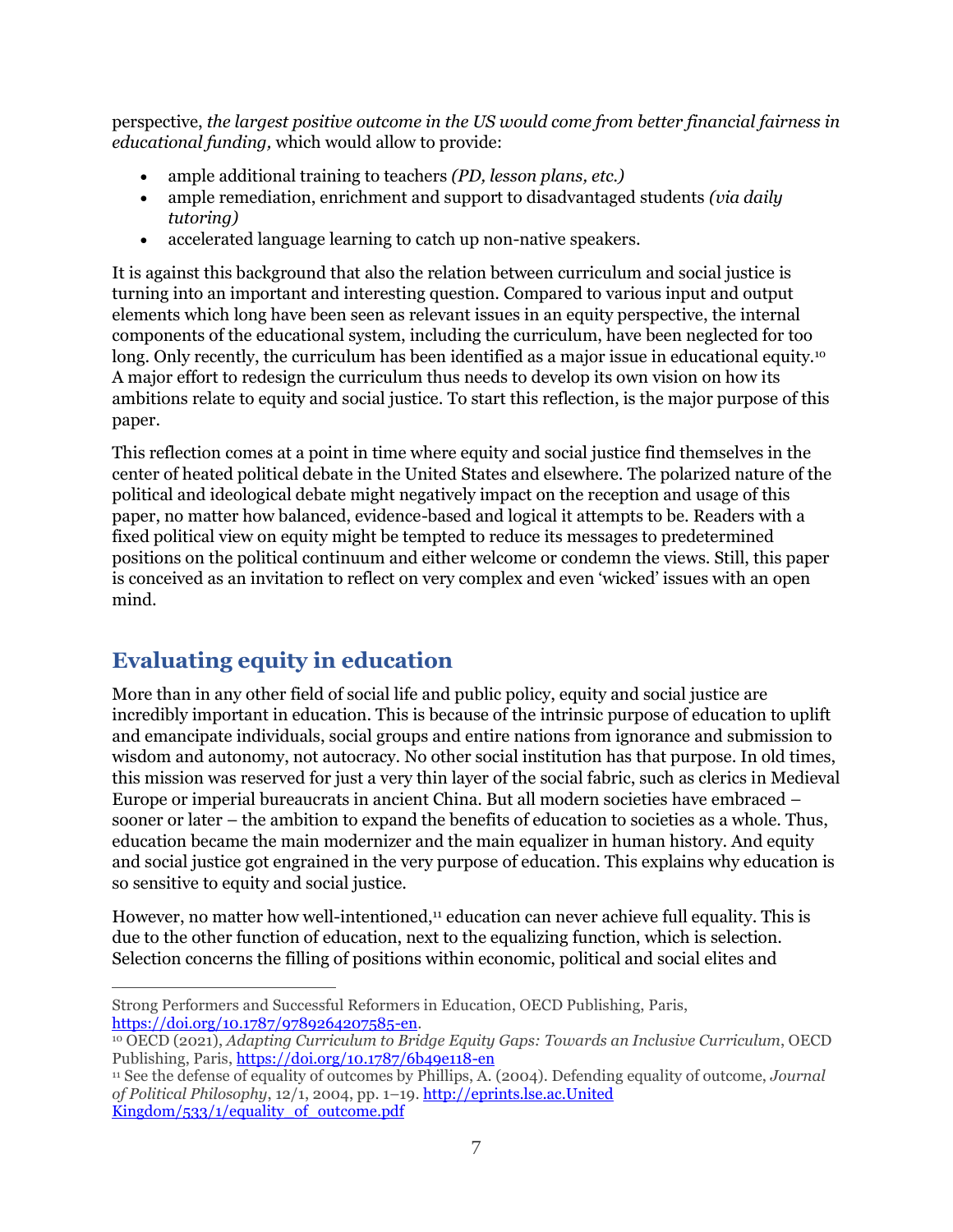perspective, *the largest positive outcome in the US would come from better financial fairness in educational funding,* which would allow to provide:

- ample additional training to teachers *(PD, lesson plans, etc.)*
- ample remediation, enrichment and support to disadvantaged students *(via daily tutoring)*
- accelerated language learning to catch up non-native speakers.

It is against this background that also the relation between curriculum and social justice is turning into an important and interesting question. Compared to various input and output elements which long have been seen as relevant issues in an equity perspective, the internal components of the educational system, including the curriculum, have been neglected for too long. Only recently, the curriculum has been identified as a major issue in educational equity.[10] A major effort to redesign the curriculum thus needs to develop its own vision on how its ambitions relate to equity and social justice. To start this reflection, is the major purpose of this paper.

This reflection comes at a point in time where equity and social justice find themselves in the center of heated political debate in the United States and elsewhere. The polarized nature of the political and ideological debate might negatively impact on the reception and usage of this paper, no matter how balanced, evidence-based and logical it attempts to be. Readers with a fixed political view on equity might be tempted to reduce its messages to predetermined positions on the political continuum and either welcome or condemn the views. Still, this paper is conceived as an invitation to reflect on very complex and even 'wicked' issues with an open mind.

## Evaluating equity in education

More than in any other field of social life and public policy, equity and social justice are incredibly important in education. This is because of the intrinsic purpose of education to uplift and emancipate individuals, social groups and entire nations from ignorance and submission to wisdom and autonomy, not autocracy. No other social institution has that purpose. In old times, this mission was reserved for just a very thin layer of the social fabric, such as clerics in Medieval Europe or imperial bureaucrats in ancient China. But all modern societies have embraced – sooner or later – the ambition to expand the benefits of education to societies as a whole. Thus, education became the main modernizer and the main equalizer in human history. And equity and social justice got engrained in the very purpose of education. This explains why education is so sensitive to equity and social justice.

However, no matter how well-intentioned,[11] education can never achieve full equality. This is due to the other function of education, next to the equalizing function, which is selection. Selection concerns the filling of positions within economic, political and social elites and

---

Strong Performers and Successful Reformers in Education, OECD Publishing, Paris, https://doi.org/10.1787/9789264207585-en.

[10] OECD (2021), *Adapting Curriculum to Bridge Equity Gaps: Towards an Inclusive Curriculum*, OECD Publishing, Paris, https://doi.org/10.1787/6b49e118-en

[11] See the defense of equality of outcomes by Phillips, A. (2004). Defending equality of outcome, *Journal of Political Philosophy*, 12/1, 2004, pp. 1–19. http://eprints.lse.ac.United Kingdom/533/1/equality_of_outcome.pdf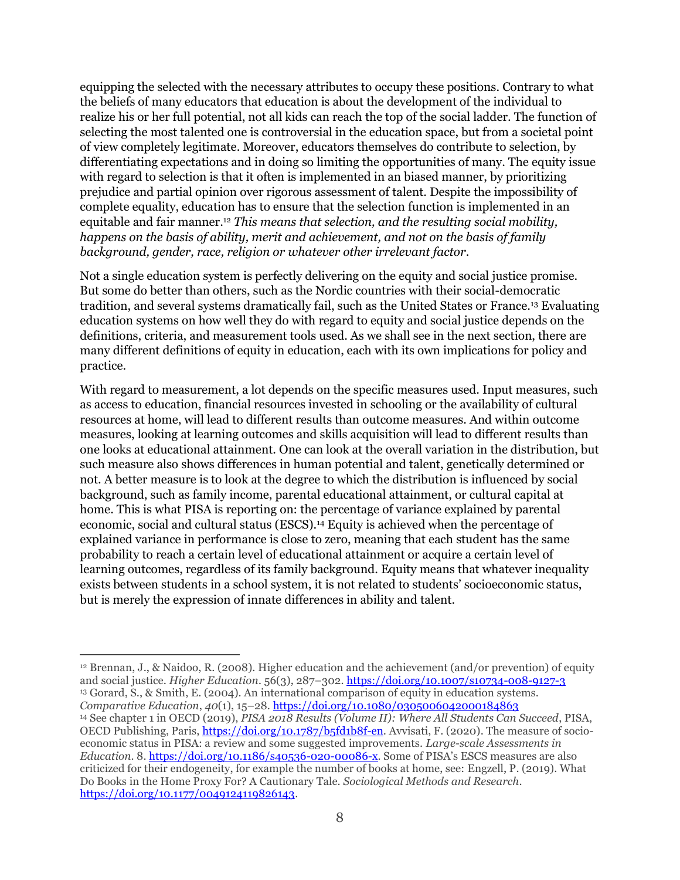equipping the selected with the necessary attributes to occupy these positions. Contrary to what the beliefs of many educators that education is about the development of the individual to realize his or her full potential, not all kids can reach the top of the social ladder. The function of selecting the most talented one is controversial in the education space, but from a societal point of view completely legitimate. Moreover, educators themselves do contribute to selection, by differentiating expectations and in doing so limiting the opportunities of many. The equity issue with regard to selection is that it often is implemented in an biased manner, by prioritizing prejudice and partial opinion over rigorous assessment of talent. Despite the impossibility of complete equality, education has to ensure that the selection function is implemented in an equitable and fair manner.[12] *This means that selection, and the resulting social mobility, happens on the basis of ability, merit and achievement, and not on the basis of family background, gender, race, religion or whatever other irrelevant factor.*

Not a single education system is perfectly delivering on the equity and social justice promise. But some do better than others, such as the Nordic countries with their social-democratic tradition, and several systems dramatically fail, such as the United States or France.[13] Evaluating education systems on how well they do with regard to equity and social justice depends on the definitions, criteria, and measurement tools used. As we shall see in the next section, there are many different definitions of equity in education, each with its own implications for policy and practice.

With regard to measurement, a lot depends on the specific measures used. Input measures, such as access to education, financial resources invested in schooling or the availability of cultural resources at home, will lead to different results than outcome measures. And within outcome measures, looking at learning outcomes and skills acquisition will lead to different results than one looks at educational attainment. One can look at the overall variation in the distribution, but such measure also shows differences in human potential and talent, genetically determined or not. A better measure is to look at the degree to which the distribution is influenced by social background, such as family income, parental educational attainment, or cultural capital at home. This is what PISA is reporting on: the percentage of variance explained by parental economic, social and cultural status (ESCS).[14] Equity is achieved when the percentage of explained variance in performance is close to zero, meaning that each student has the same probability to reach a certain level of educational attainment or acquire a certain level of learning outcomes, regardless of its family background. Equity means that whatever inequality exists between students in a school system, it is not related to students' socioeconomic status, but is merely the expression of innate differences in ability and talent.

---

[12] Brennan, J., & Naidoo, R. (2008). Higher education and the achievement (and/or prevention) of equity and social justice. *Higher Education*. 56(3), 287–302. https://doi.org/10.1007/s10734-008-9127-3

[13] Gorard, S., & Smith, E. (2004). An international comparison of equity in education systems. *Comparative Education*, *40*(1), 15–28. https://doi.org/10.1080/0305006042000184863

[14] See chapter 1 in OECD (2019), *PISA 2018 Results (Volume II): Where All Students Can Succeed*, PISA, OECD Publishing, Paris, https://doi.org/10.1787/b5fd1b8f-en. Avvisati, F. (2020). The measure of socio-economic status in PISA: a review and some suggested improvements. *Large-scale Assessments in Education*. 8. https://doi.org/10.1186/s40536-020-00086-x. Some of PISA's ESCS measures are also criticized for their endogeneity, for example the number of books at home, see: Engzell, P. (2019). What Do Books in the Home Proxy For? A Cautionary Tale. *Sociological Methods and Research*. https://doi.org/10.1177/0049124119826143.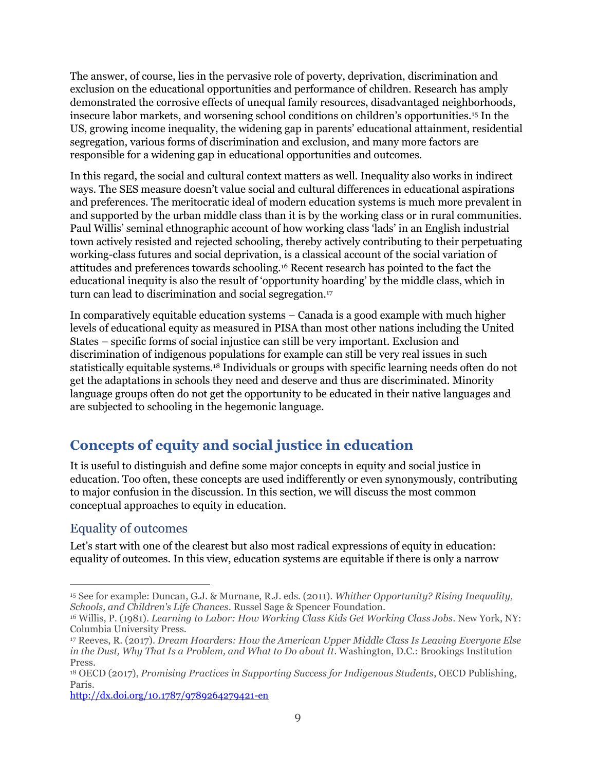The answer, of course, lies in the pervasive role of poverty, deprivation, discrimination and exclusion on the educational opportunities and performance of children. Research has amply demonstrated the corrosive effects of unequal family resources, disadvantaged neighborhoods, insecure labor markets, and worsening school conditions on children's opportunities.[15] In the US, growing income inequality, the widening gap in parents' educational attainment, residential segregation, various forms of discrimination and exclusion, and many more factors are responsible for a widening gap in educational opportunities and outcomes.

In this regard, the social and cultural context matters as well. Inequality also works in indirect ways. The SES measure doesn't value social and cultural differences in educational aspirations and preferences. The meritocratic ideal of modern education systems is much more prevalent in and supported by the urban middle class than it is by the working class or in rural communities. Paul Willis' seminal ethnographic account of how working class 'lads' in an English industrial town actively resisted and rejected schooling, thereby actively contributing to their perpetuating working-class futures and social deprivation, is a classical account of the social variation of attitudes and preferences towards schooling.[16] Recent research has pointed to the fact the educational inequity is also the result of 'opportunity hoarding' by the middle class, which in turn can lead to discrimination and social segregation.[17]

In comparatively equitable education systems – Canada is a good example with much higher levels of educational equity as measured in PISA than most other nations including the United States – specific forms of social injustice can still be very important. Exclusion and discrimination of indigenous populations for example can still be very real issues in such statistically equitable systems.[18] Individuals or groups with specific learning needs often do not get the adaptations in schools they need and deserve and thus are discriminated. Minority language groups often do not get the opportunity to be educated in their native languages and are subjected to schooling in the hegemonic language.

## Concepts of equity and social justice in education

It is useful to distinguish and define some major concepts in equity and social justice in education. Too often, these concepts are used indifferently or even synonymously, contributing to major confusion in the discussion. In this section, we will discuss the most common conceptual approaches to equity in education.

### Equality of outcomes

Let's start with one of the clearest but also most radical expressions of equity in education: equality of outcomes. In this view, education systems are equitable if there is only a narrow

---

[15] See for example: Duncan, G.J. & Murnane, R.J. eds. (2011). *Whither Opportunity? Rising Inequality, Schools, and Children's Life Chances*. Russel Sage & Spencer Foundation.

[16] Willis, P. (1981). *Learning to Labor: How Working Class Kids Get Working Class Jobs*. New York, NY: Columbia University Press.

[17] Reeves, R. (2017). *Dream Hoarders: How the American Upper Middle Class Is Leaving Everyone Else in the Dust, Why That Is a Problem, and What to Do about It*. Washington, D.C.: Brookings Institution Press.

[18] OECD (2017), *Promising Practices in Supporting Success for Indigenous Students*, OECD Publishing, Paris. http://dx.doi.org/10.1787/9789264279421-en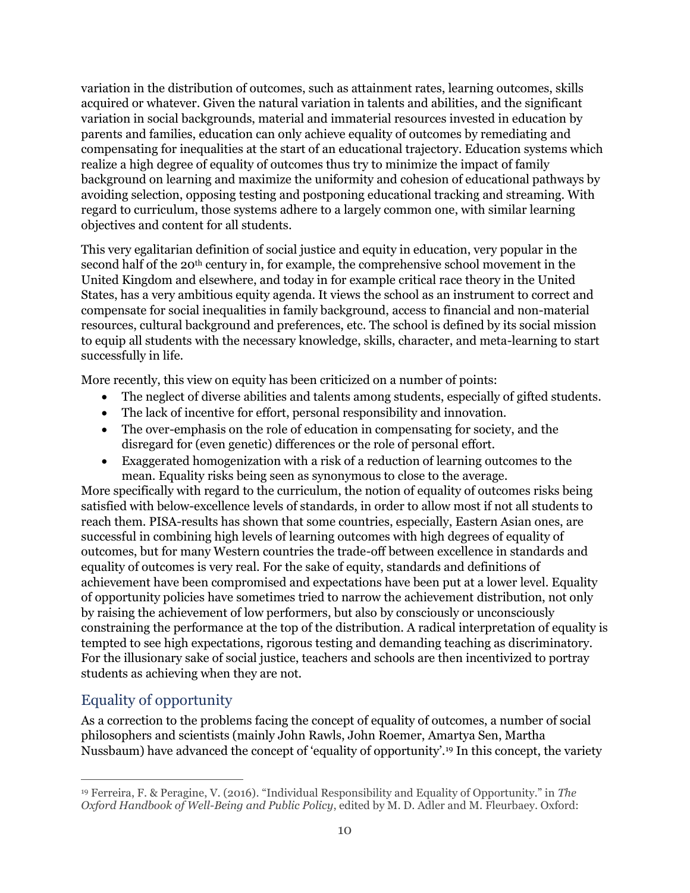variation in the distribution of outcomes, such as attainment rates, learning outcomes, skills acquired or whatever. Given the natural variation in talents and abilities, and the significant variation in social backgrounds, material and immaterial resources invested in education by parents and families, education can only achieve equality of outcomes by remediating and compensating for inequalities at the start of an educational trajectory. Education systems which realize a high degree of equality of outcomes thus try to minimize the impact of family background on learning and maximize the uniformity and cohesion of educational pathways by avoiding selection, opposing testing and postponing educational tracking and streaming. With regard to curriculum, those systems adhere to a largely common one, with similar learning objectives and content for all students.

This very egalitarian definition of social justice and equity in education, very popular in the second half of the 20th century in, for example, the comprehensive school movement in the United Kingdom and elsewhere, and today in for example critical race theory in the United States, has a very ambitious equity agenda. It views the school as an instrument to correct and compensate for social inequalities in family background, access to financial and non-material resources, cultural background and preferences, etc. The school is defined by its social mission to equip all students with the necessary knowledge, skills, character, and meta-learning to start successfully in life.

More recently, this view on equity has been criticized on a number of points:

- The neglect of diverse abilities and talents among students, especially of gifted students.
- The lack of incentive for effort, personal responsibility and innovation.
- The over-emphasis on the role of education in compensating for society, and the disregard for (even genetic) differences or the role of personal effort.
- Exaggerated homogenization with a risk of a reduction of learning outcomes to the mean. Equality risks being seen as synonymous to close to the average.

More specifically with regard to the curriculum, the notion of equality of outcomes risks being satisfied with below-excellence levels of standards, in order to allow most if not all students to reach them. PISA-results has shown that some countries, especially, Eastern Asian ones, are successful in combining high levels of learning outcomes with high degrees of equality of outcomes, but for many Western countries the trade-off between excellence in standards and equality of outcomes is very real. For the sake of equity, standards and definitions of achievement have been compromised and expectations have been put at a lower level. Equality of opportunity policies have sometimes tried to narrow the achievement distribution, not only by raising the achievement of low performers, but also by consciously or unconsciously constraining the performance at the top of the distribution. A radical interpretation of equality is tempted to see high expectations, rigorous testing and demanding teaching as discriminatory. For the illusionary sake of social justice, teachers and schools are then incentivized to portray students as achieving when they are not.

## Equality of opportunity

As a correction to the problems facing the concept of equality of outcomes, a number of social philosophers and scientists (mainly John Rawls, John Roemer, Amartya Sen, Martha Nussbaum) have advanced the concept of 'equality of opportunity'.[19] In this concept, the variety

[19] Ferreira, F. & Peragine, V. (2016). "Individual Responsibility and Equality of Opportunity." in *The Oxford Handbook of Well-Being and Public Policy*, edited by M. D. Adler and M. Fleurbaey. Oxford: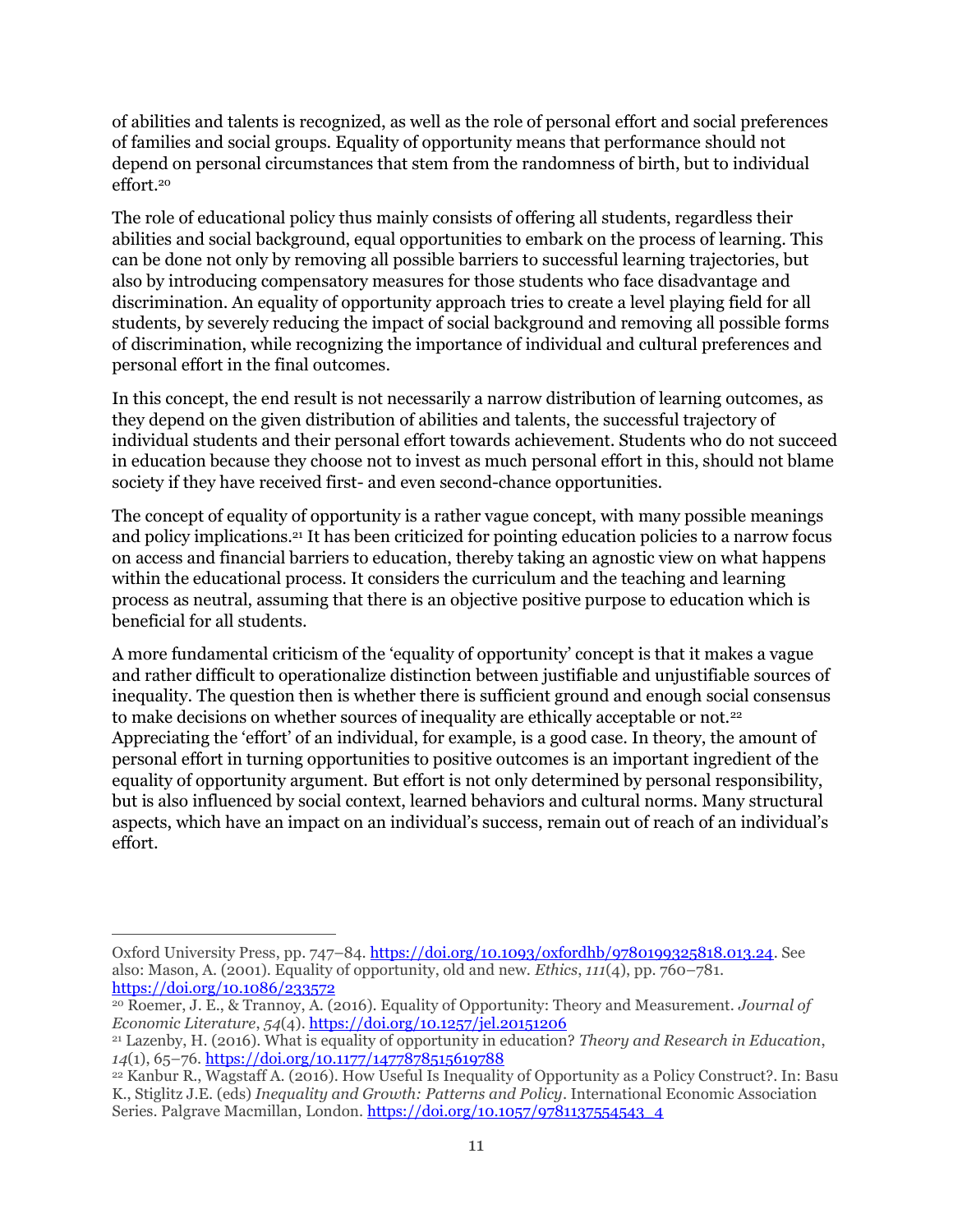of abilities and talents is recognized, as well as the role of personal effort and social preferences of families and social groups. Equality of opportunity means that performance should not depend on personal circumstances that stem from the randomness of birth, but to individual effort.[20]

The role of educational policy thus mainly consists of offering all students, regardless their abilities and social background, equal opportunities to embark on the process of learning. This can be done not only by removing all possible barriers to successful learning trajectories, but also by introducing compensatory measures for those students who face disadvantage and discrimination. An equality of opportunity approach tries to create a level playing field for all students, by severely reducing the impact of social background and removing all possible forms of discrimination, while recognizing the importance of individual and cultural preferences and personal effort in the final outcomes.

In this concept, the end result is not necessarily a narrow distribution of learning outcomes, as they depend on the given distribution of abilities and talents, the successful trajectory of individual students and their personal effort towards achievement. Students who do not succeed in education because they choose not to invest as much personal effort in this, should not blame society if they have received first- and even second-chance opportunities.

The concept of equality of opportunity is a rather vague concept, with many possible meanings and policy implications.[21] It has been criticized for pointing education policies to a narrow focus on access and financial barriers to education, thereby taking an agnostic view on what happens within the educational process. It considers the curriculum and the teaching and learning process as neutral, assuming that there is an objective positive purpose to education which is beneficial for all students.

A more fundamental criticism of the 'equality of opportunity' concept is that it makes a vague and rather difficult to operationalize distinction between justifiable and unjustifiable sources of inequality. The question then is whether there is sufficient ground and enough social consensus to make decisions on whether sources of inequality are ethically acceptable or not.[22] Appreciating the 'effort' of an individual, for example, is a good case. In theory, the amount of personal effort in turning opportunities to positive outcomes is an important ingredient of the equality of opportunity argument. But effort is not only determined by personal responsibility, but is also influenced by social context, learned behaviors and cultural norms. Many structural aspects, which have an impact on an individual's success, remain out of reach of an individual's effort.

---

Oxford University Press, pp. 747–84. https://doi.org/10.1093/oxfordhb/9780199325818.013.24. See also: Mason, A. (2001). Equality of opportunity, old and new. *Ethics*, *111*(4), pp. 760–781. https://doi.org/10.1086/233572

[20] Roemer, J. E., & Trannoy, A. (2016). Equality of Opportunity: Theory and Measurement. *Journal of Economic Literature*, *54*(4). https://doi.org/10.1257/jel.20151206

[21] Lazenby, H. (2016). What is equality of opportunity in education? *Theory and Research in Education*, *14*(1), 65–76. https://doi.org/10.1177/1477878515619788

[22] Kanbur R., Wagstaff A. (2016). How Useful Is Inequality of Opportunity as a Policy Construct?. In: Basu K., Stiglitz J.E. (eds) *Inequality and Growth: Patterns and Policy*. International Economic Association Series. Palgrave Macmillan, London. https://doi.org/10.1057/9781137554543_4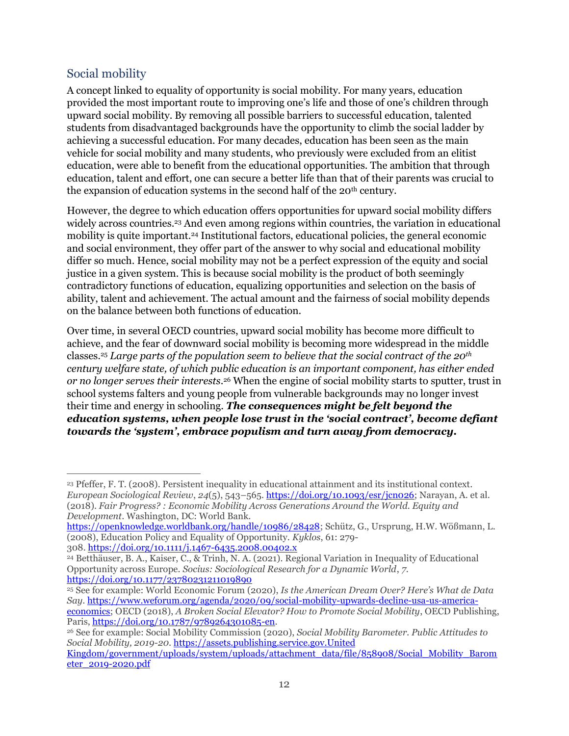## Social mobility

A concept linked to equality of opportunity is social mobility. For many years, education provided the most important route to improving one's life and those of one's children through upward social mobility. By removing all possible barriers to successful education, talented students from disadvantaged backgrounds have the opportunity to climb the social ladder by achieving a successful education. For many decades, education has been seen as the main vehicle for social mobility and many students, who previously were excluded from an elitist education, were able to benefit from the educational opportunities. The ambition that through education, talent and effort, one can secure a better life than that of their parents was crucial to the expansion of education systems in the second half of the 20th century.

However, the degree to which education offers opportunities for upward social mobility differs widely across countries.[23] And even among regions within countries, the variation in educational mobility is quite important.[24] Institutional factors, educational policies, the general economic and social environment, they offer part of the answer to why social and educational mobility differ so much. Hence, social mobility may not be a perfect expression of the equity and social justice in a given system. This is because social mobility is the product of both seemingly contradictory functions of education, equalizing opportunities and selection on the basis of ability, talent and achievement. The actual amount and the fairness of social mobility depends on the balance between both functions of education.

Over time, in several OECD countries, upward social mobility has become more difficult to achieve, and the fear of downward social mobility is becoming more widespread in the middle classes.[25] *Large parts of the population seem to believe that the social contract of the 20th century welfare state, of which public education is an important component, has either ended or no longer serves their interests*.[26] When the engine of social mobility starts to sputter, trust in school systems falters and young people from vulnerable backgrounds may no longer invest their time and energy in schooling. ***The consequences might be felt beyond the education systems, when people lose trust in the 'social contract', become defiant towards the 'system', embrace populism and turn away from democracy.***

---

[23] Pfeffer, F. T. (2008). Persistent inequality in educational attainment and its institutional context. *European Sociological Review*, *24*(5), 543–565. https://doi.org/10.1093/esr/jcn026; Narayan, A. et al. (2018). *Fair Progress? : Economic Mobility Across Generations Around the World. Equity and Development*. Washington, DC: World Bank. https://openknowledge.worldbank.org/handle/10986/28428; Schütz, G., Ursprung, H.W. Wößmann, L. (2008), Education Policy and Equality of Opportunity. *Kyklos*, 61: 279-308. https://doi.org/10.1111/j.1467-6435.2008.00402.x

[24] Betthäuser, B. A., Kaiser, C., & Trinh, N. A. (2021). Regional Variation in Inequality of Educational Opportunity across Europe. *Socius: Sociological Research for a Dynamic World*, *7*. https://doi.org/10.1177/23780231211019890

[25] See for example: World Economic Forum (2020), *Is the American Dream Over? Here's What de Data Say*. https://www.weforum.org/agenda/2020/09/social-mobility-upwards-decline-usa-us-america-economics; OECD (2018), *A Broken Social Elevator? How to Promote Social Mobility*, OECD Publishing, Paris, https://doi.org/10.1787/9789264301085-en.

[26] See for example: Social Mobility Commission (2020), *Social Mobility Barometer. Public Attitudes to Social Mobility, 2019-20*. https://assets.publishing.service.gov.United Kingdom/government/uploads/system/uploads/attachment_data/file/858908/Social_Mobility_Barometer_2019-2020.pdf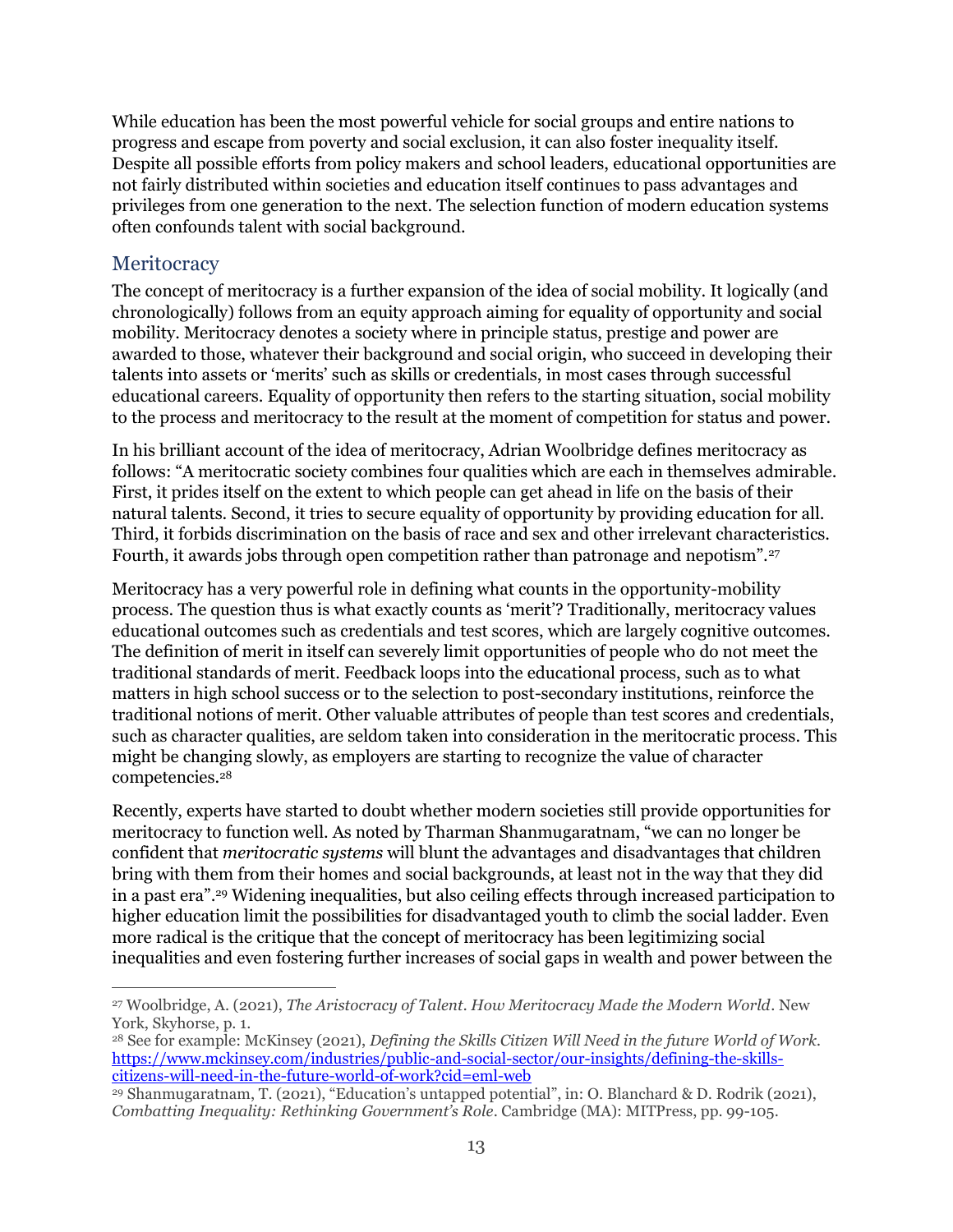While education has been the most powerful vehicle for social groups and entire nations to progress and escape from poverty and social exclusion, it can also foster inequality itself. Despite all possible efforts from policy makers and school leaders, educational opportunities are not fairly distributed within societies and education itself continues to pass advantages and privileges from one generation to the next. The selection function of modern education systems often confounds talent with social background.

## Meritocracy

The concept of meritocracy is a further expansion of the idea of social mobility. It logically (and chronologically) follows from an equity approach aiming for equality of opportunity and social mobility. Meritocracy denotes a society where in principle status, prestige and power are awarded to those, whatever their background and social origin, who succeed in developing their talents into assets or 'merits' such as skills or credentials, in most cases through successful educational careers. Equality of opportunity then refers to the starting situation, social mobility to the process and meritocracy to the result at the moment of competition for status and power.

In his brilliant account of the idea of meritocracy, Adrian Woolbridge defines meritocracy as follows: "A meritocratic society combines four qualities which are each in themselves admirable. First, it prides itself on the extent to which people can get ahead in life on the basis of their natural talents. Second, it tries to secure equality of opportunity by providing education for all. Third, it forbids discrimination on the basis of race and sex and other irrelevant characteristics. Fourth, it awards jobs through open competition rather than patronage and nepotism".[27]

Meritocracy has a very powerful role in defining what counts in the opportunity-mobility process. The question thus is what exactly counts as 'merit'? Traditionally, meritocracy values educational outcomes such as credentials and test scores, which are largely cognitive outcomes. The definition of merit in itself can severely limit opportunities of people who do not meet the traditional standards of merit. Feedback loops into the educational process, such as to what matters in high school success or to the selection to post-secondary institutions, reinforce the traditional notions of merit. Other valuable attributes of people than test scores and credentials, such as character qualities, are seldom taken into consideration in the meritocratic process. This might be changing slowly, as employers are starting to recognize the value of character competencies.[28]

Recently, experts have started to doubt whether modern societies still provide opportunities for meritocracy to function well. As noted by Tharman Shanmugaratnam, "we can no longer be confident that *meritocratic systems* will blunt the advantages and disadvantages that children bring with them from their homes and social backgrounds, at least not in the way that they did in a past era".[29] Widening inequalities, but also ceiling effects through increased participation to higher education limit the possibilities for disadvantaged youth to climb the social ladder. Even more radical is the critique that the concept of meritocracy has been legitimizing social inequalities and even fostering further increases of social gaps in wealth and power between the

---

[27] Woolbridge, A. (2021), *The Aristocracy of Talent. How Meritocracy Made the Modern World*. New York, Skyhorse, p. 1.

[28] See for example: McKinsey (2021), *Defining the Skills Citizen Will Need in the future World of Work*. https://www.mckinsey.com/industries/public-and-social-sector/our-insights/defining-the-skills-citizens-will-need-in-the-future-world-of-work?cid=eml-web

[29] Shanmugaratnam, T. (2021), "Education's untapped potential", in: O. Blanchard & D. Rodrik (2021), *Combatting Inequality: Rethinking Government's Role*. Cambridge (MA): MITPress, pp. 99-105.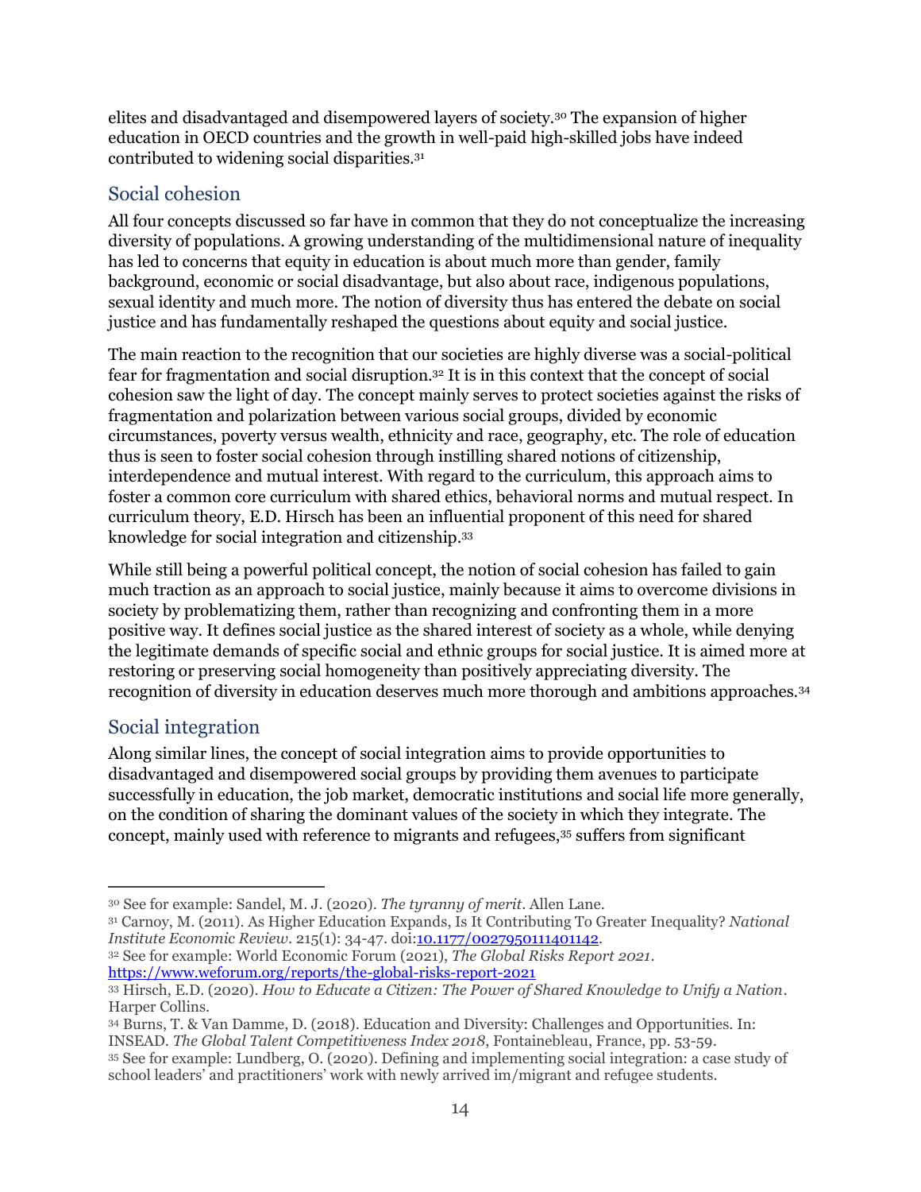elites and disadvantaged and disempowered layers of society.[30] The expansion of higher education in OECD countries and the growth in well-paid high-skilled jobs have indeed contributed to widening social disparities.[31]

## Social cohesion

All four concepts discussed so far have in common that they do not conceptualize the increasing diversity of populations. A growing understanding of the multidimensional nature of inequality has led to concerns that equity in education is about much more than gender, family background, economic or social disadvantage, but also about race, indigenous populations, sexual identity and much more. The notion of diversity thus has entered the debate on social justice and has fundamentally reshaped the questions about equity and social justice.

The main reaction to the recognition that our societies are highly diverse was a social-political fear for fragmentation and social disruption.[32] It is in this context that the concept of social cohesion saw the light of day. The concept mainly serves to protect societies against the risks of fragmentation and polarization between various social groups, divided by economic circumstances, poverty versus wealth, ethnicity and race, geography, etc. The role of education thus is seen to foster social cohesion through instilling shared notions of citizenship, interdependence and mutual interest. With regard to the curriculum, this approach aims to foster a common core curriculum with shared ethics, behavioral norms and mutual respect. In curriculum theory, E.D. Hirsch has been an influential proponent of this need for shared knowledge for social integration and citizenship.[33]

While still being a powerful political concept, the notion of social cohesion has failed to gain much traction as an approach to social justice, mainly because it aims to overcome divisions in society by problematizing them, rather than recognizing and confronting them in a more positive way. It defines social justice as the shared interest of society as a whole, while denying the legitimate demands of specific social and ethnic groups for social justice. It is aimed more at restoring or preserving social homogeneity than positively appreciating diversity. The recognition of diversity in education deserves much more thorough and ambitions approaches.[34]

## Social integration

Along similar lines, the concept of social integration aims to provide opportunities to disadvantaged and disempowered social groups by providing them avenues to participate successfully in education, the job market, democratic institutions and social life more generally, on the condition of sharing the dominant values of the society in which they integrate. The concept, mainly used with reference to migrants and refugees,[35] suffers from significant

---

[30] See for example: Sandel, M. J. (2020). *The tyranny of merit*. Allen Lane.

[31] Carnoy, M. (2011). As Higher Education Expands, Is It Contributing To Greater Inequality? *National Institute Economic Review*. 215(1): 34-47. doi:10.1177/0027950111401142.

[32] See for example: World Economic Forum (2021), *The Global Risks Report 2021*. https://www.weforum.org/reports/the-global-risks-report-2021

[33] Hirsch, E.D. (2020). *How to Educate a Citizen: The Power of Shared Knowledge to Unify a Nation*. Harper Collins.

[34] Burns, T. & Van Damme, D. (2018). Education and Diversity: Challenges and Opportunities. In: INSEAD. *The Global Talent Competitiveness Index 2018*, Fontainebleau, France, pp. 53-59.

[35] See for example: Lundberg, O. (2020). Defining and implementing social integration: a case study of school leaders' and practitioners' work with newly arrived im/migrant and refugee students.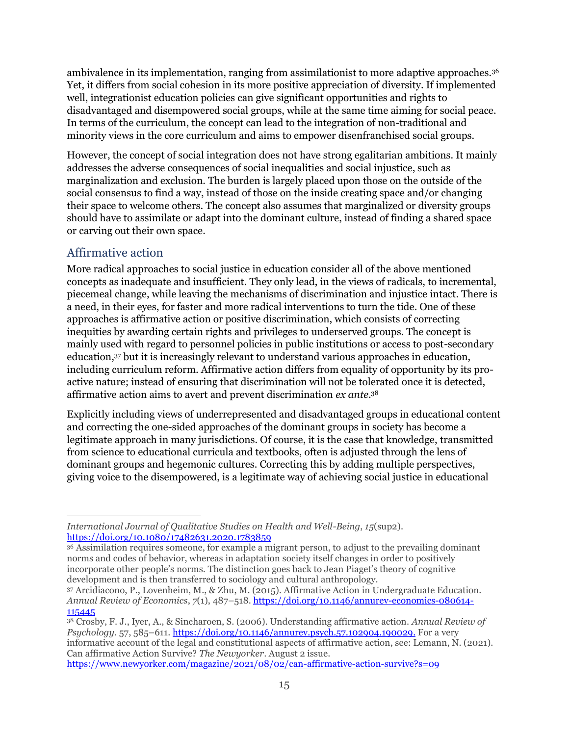ambivalence in its implementation, ranging from assimilationist to more adaptive approaches.[36] Yet, it differs from social cohesion in its more positive appreciation of diversity. If implemented well, integrationist education policies can give significant opportunities and rights to disadvantaged and disempowered social groups, while at the same time aiming for social peace. In terms of the curriculum, the concept can lead to the integration of non-traditional and minority views in the core curriculum and aims to empower disenfranchised social groups.

However, the concept of social integration does not have strong egalitarian ambitions. It mainly addresses the adverse consequences of social inequalities and social injustice, such as marginalization and exclusion. The burden is largely placed upon those on the outside of the social consensus to find a way, instead of those on the inside creating space and/or changing their space to welcome others. The concept also assumes that marginalized or diversity groups should have to assimilate or adapt into the dominant culture, instead of finding a shared space or carving out their own space.

## Affirmative action

More radical approaches to social justice in education consider all of the above mentioned concepts as inadequate and insufficient. They only lead, in the views of radicals, to incremental, piecemeal change, while leaving the mechanisms of discrimination and injustice intact. There is a need, in their eyes, for faster and more radical interventions to turn the tide. One of these approaches is affirmative action or positive discrimination, which consists of correcting inequities by awarding certain rights and privileges to underserved groups. The concept is mainly used with regard to personnel policies in public institutions or access to post-secondary education,[37] but it is increasingly relevant to understand various approaches in education, including curriculum reform. Affirmative action differs from equality of opportunity by its pro-active nature; instead of ensuring that discrimination will not be tolerated once it is detected, affirmative action aims to avert and prevent discrimination *ex ante*.[38]

Explicitly including views of underrepresented and disadvantaged groups in educational content and correcting the one-sided approaches of the dominant groups in society has become a legitimate approach in many jurisdictions. Of course, it is the case that knowledge, transmitted from science to educational curricula and textbooks, often is adjusted through the lens of dominant groups and hegemonic cultures. Correcting this by adding multiple perspectives, giving voice to the disempowered, is a legitimate way of achieving social justice in educational

---

*International Journal of Qualitative Studies on Health and Well-Being*, *15*(sup2). https://doi.org/10.1080/17482631.2020.1783859

[36] Assimilation requires someone, for example a migrant person, to adjust to the prevailing dominant norms and codes of behavior, whereas in adaptation society itself changes in order to positively incorporate other people's norms. The distinction goes back to Jean Piaget's theory of cognitive development and is then transferred to sociology and cultural anthropology.

[37] Arcidiacono, P., Lovenheim, M., & Zhu, M. (2015). Affirmative Action in Undergraduate Education. *Annual Review of Economics*, *7*(1), 487–518. https://doi.org/10.1146/annurev-economics-080614-115445

[38] Crosby, F. J., Iyer, A., & Sincharoen, S. (2006). Understanding affirmative action. *Annual Review of Psychology*. 57, 585–611. https://doi.org/10.1146/annurev.psych.57.102904.190029. For a very informative account of the legal and constitutional aspects of affirmative action, see: Lemann, N. (2021). Can affirmative Action Survive? *The Newyorker*. August 2 issue. https://www.newyorker.com/magazine/2021/08/02/can-affirmative-action-survive?s=09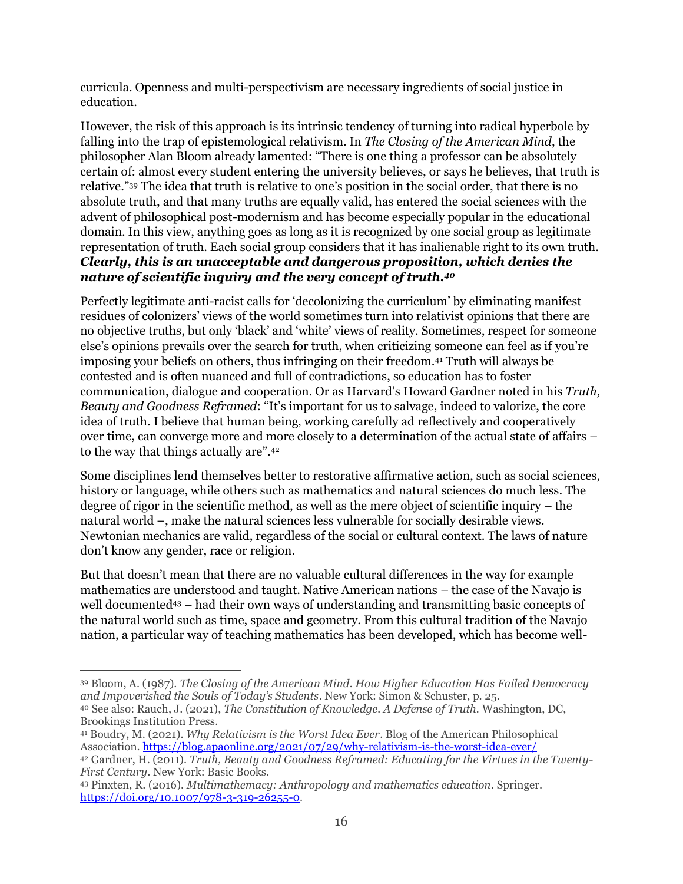curricula. Openness and multi-perspectivism are necessary ingredients of social justice in education.

However, the risk of this approach is its intrinsic tendency of turning into radical hyperbole by falling into the trap of epistemological relativism. In *The Closing of the American Mind*, the philosopher Alan Bloom already lamented: "There is one thing a professor can be absolutely certain of: almost every student entering the university believes, or says he believes, that truth is relative."[39] The idea that truth is relative to one's position in the social order, that there is no absolute truth, and that many truths are equally valid, has entered the social sciences with the advent of philosophical post-modernism and has become especially popular in the educational domain. In this view, anything goes as long as it is recognized by one social group as legitimate representation of truth. Each social group considers that it has inalienable right to its own truth. ***Clearly, this is an unacceptable and dangerous proposition, which denies the nature of scientific inquiry and the very concept of truth.[40]***

Perfectly legitimate anti-racist calls for 'decolonizing the curriculum' by eliminating manifest residues of colonizers' views of the world sometimes turn into relativist opinions that there are no objective truths, but only 'black' and 'white' views of reality. Sometimes, respect for someone else's opinions prevails over the search for truth, when criticizing someone can feel as if you're imposing your beliefs on others, thus infringing on their freedom.[41] Truth will always be contested and is often nuanced and full of contradictions, so education has to foster communication, dialogue and cooperation. Or as Harvard's Howard Gardner noted in his *Truth, Beauty and Goodness Reframed*: "It's important for us to salvage, indeed to valorize, the core idea of truth. I believe that human being, working carefully ad reflectively and cooperatively over time, can converge more and more closely to a determination of the actual state of affairs – to the way that things actually are".[42]

Some disciplines lend themselves better to restorative affirmative action, such as social sciences, history or language, while others such as mathematics and natural sciences do much less. The degree of rigor in the scientific method, as well as the mere object of scientific inquiry – the natural world –, make the natural sciences less vulnerable for socially desirable views. Newtonian mechanics are valid, regardless of the social or cultural context. The laws of nature don't know any gender, race or religion.

But that doesn't mean that there are no valuable cultural differences in the way for example mathematics are understood and taught. Native American nations – the case of the Navajo is well documented[43] – had their own ways of understanding and transmitting basic concepts of the natural world such as time, space and geometry. From this cultural tradition of the Navajo nation, a particular way of teaching mathematics has been developed, which has become well-

---

[39] Bloom, A. (1987). *The Closing of the American Mind. How Higher Education Has Failed Democracy and Impoverished the Souls of Today's Students*. New York: Simon & Schuster, p. 25.

[40] See also: Rauch, J. (2021), *The Constitution of Knowledge. A Defense of Truth*. Washington, DC, Brookings Institution Press.

[41] Boudry, M. (2021). *Why Relativism is the Worst Idea Ever*. Blog of the American Philosophical Association. https://blog.apaonline.org/2021/07/29/why-relativism-is-the-worst-idea-ever/

[42] Gardner, H. (2011). *Truth, Beauty and Goodness Reframed: Educating for the Virtues in the Twenty-First Century*. New York: Basic Books.

[43] Pinxten, R. (2016). *Multimathemacy: Anthropology and mathematics education*. Springer. https://doi.org/10.1007/978-3-319-26255-0.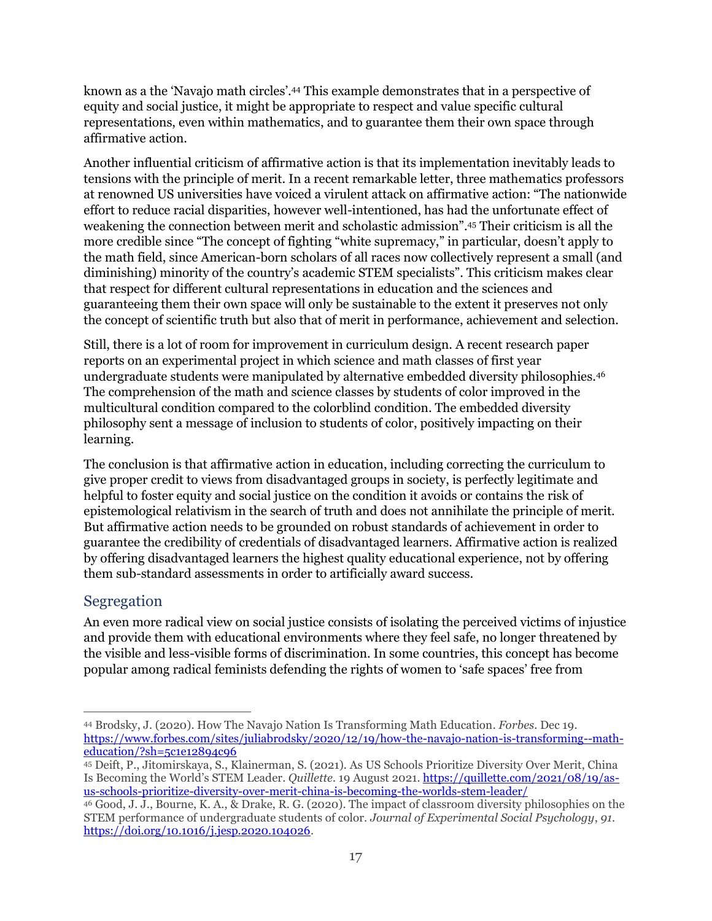known as a the 'Navajo math circles'.[44] This example demonstrates that in a perspective of equity and social justice, it might be appropriate to respect and value specific cultural representations, even within mathematics, and to guarantee them their own space through affirmative action.

Another influential criticism of affirmative action is that its implementation inevitably leads to tensions with the principle of merit. In a recent remarkable letter, three mathematics professors at renowned US universities have voiced a virulent attack on affirmative action: "The nationwide effort to reduce racial disparities, however well-intentioned, has had the unfortunate effect of weakening the connection between merit and scholastic admission".[45] Their criticism is all the more credible since "The concept of fighting "white supremacy," in particular, doesn't apply to the math field, since American-born scholars of all races now collectively represent a small (and diminishing) minority of the country's academic STEM specialists". This criticism makes clear that respect for different cultural representations in education and the sciences and guaranteeing them their own space will only be sustainable to the extent it preserves not only the concept of scientific truth but also that of merit in performance, achievement and selection.

Still, there is a lot of room for improvement in curriculum design. A recent research paper reports on an experimental project in which science and math classes of first year undergraduate students were manipulated by alternative embedded diversity philosophies.[46] The comprehension of the math and science classes by students of color improved in the multicultural condition compared to the colorblind condition. The embedded diversity philosophy sent a message of inclusion to students of color, positively impacting on their learning.

The conclusion is that affirmative action in education, including correcting the curriculum to give proper credit to views from disadvantaged groups in society, is perfectly legitimate and helpful to foster equity and social justice on the condition it avoids or contains the risk of epistemological relativism in the search of truth and does not annihilate the principle of merit. But affirmative action needs to be grounded on robust standards of achievement in order to guarantee the credibility of credentials of disadvantaged learners. Affirmative action is realized by offering disadvantaged learners the highest quality educational experience, not by offering them sub-standard assessments in order to artificially award success.

## Segregation

An even more radical view on social justice consists of isolating the perceived victims of injustice and provide them with educational environments where they feel safe, no longer threatened by the visible and less-visible forms of discrimination. In some countries, this concept has become popular among radical feminists defending the rights of women to 'safe spaces' free from

---

[44] Brodsky, J. (2020). How The Navajo Nation Is Transforming Math Education. *Forbes*. Dec 19. https://www.forbes.com/sites/juliabrodsky/2020/12/19/how-the-navajo-nation-is-transforming--math-education/?sh=5c1e12894c96

[45] Deift, P., Jitomirskaya, S., Klainerman, S. (2021). As US Schools Prioritize Diversity Over Merit, China Is Becoming the World's STEM Leader. *Quillette*. 19 August 2021. https://quillette.com/2021/08/19/as-us-schools-prioritize-diversity-over-merit-china-is-becoming-the-worlds-stem-leader/

[46] Good, J. J., Bourne, K. A., & Drake, R. G. (2020). The impact of classroom diversity philosophies on the STEM performance of undergraduate students of color. *Journal of Experimental Social Psychology*, *91*. https://doi.org/10.1016/j.jesp.2020.104026.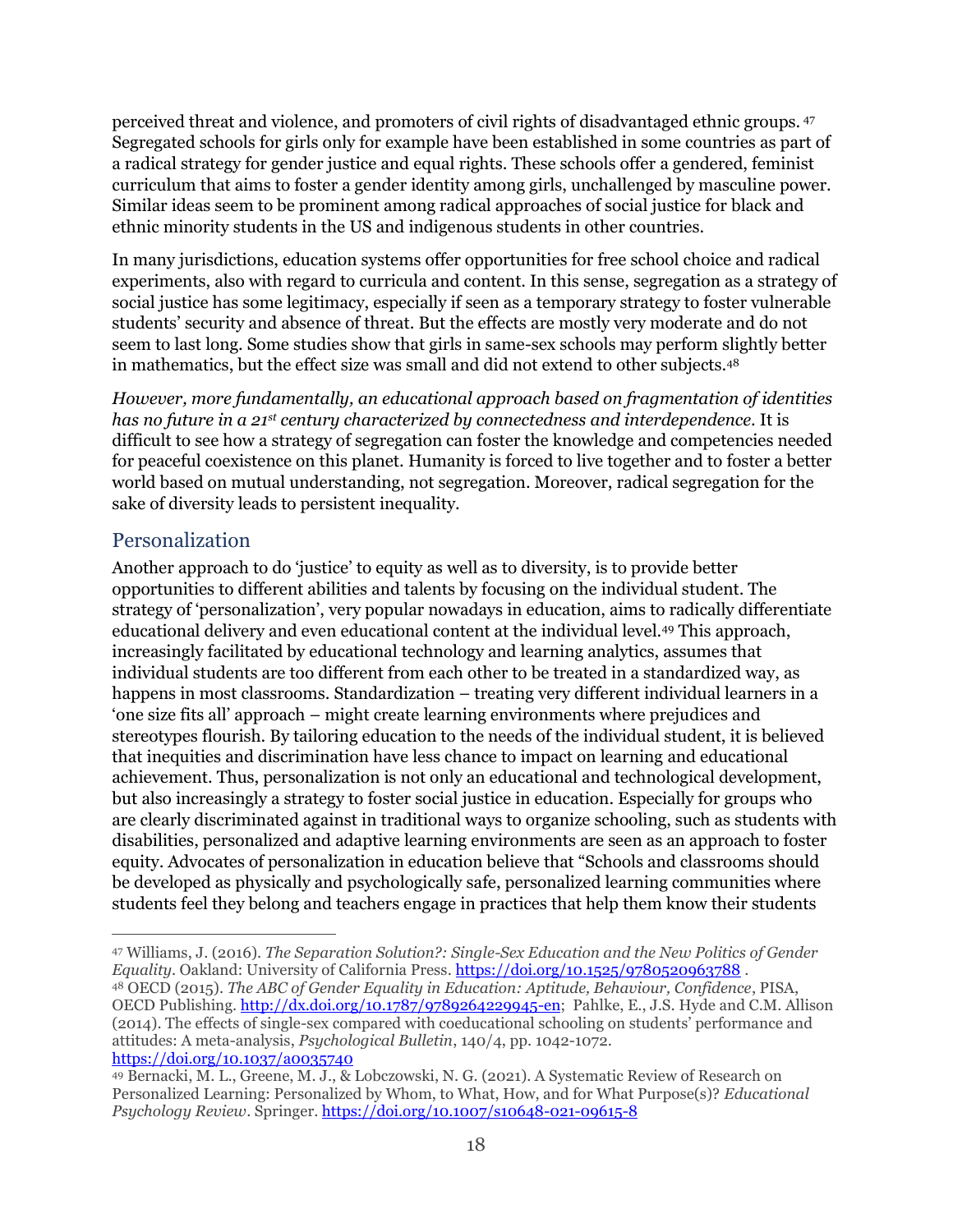perceived threat and violence, and promoters of civil rights of disadvantaged ethnic groups. [47] Segregated schools for girls only for example have been established in some countries as part of a radical strategy for gender justice and equal rights. These schools offer a gendered, feminist curriculum that aims to foster a gender identity among girls, unchallenged by masculine power. Similar ideas seem to be prominent among radical approaches of social justice for black and ethnic minority students in the US and indigenous students in other countries.

In many jurisdictions, education systems offer opportunities for free school choice and radical experiments, also with regard to curricula and content. In this sense, segregation as a strategy of social justice has some legitimacy, especially if seen as a temporary strategy to foster vulnerable students' security and absence of threat. But the effects are mostly very moderate and do not seem to last long. Some studies show that girls in same-sex schools may perform slightly better in mathematics, but the effect size was small and did not extend to other subjects.[48]

*However, more fundamentally, an educational approach based on fragmentation of identities has no future in a 21st century characterized by connectedness and interdependence.* It is difficult to see how a strategy of segregation can foster the knowledge and competencies needed for peaceful coexistence on this planet. Humanity is forced to live together and to foster a better world based on mutual understanding, not segregation. Moreover, radical segregation for the sake of diversity leads to persistent inequality.

## Personalization

Another approach to do 'justice' to equity as well as to diversity, is to provide better opportunities to different abilities and talents by focusing on the individual student. The strategy of 'personalization', very popular nowadays in education, aims to radically differentiate educational delivery and even educational content at the individual level.[49] This approach, increasingly facilitated by educational technology and learning analytics, assumes that individual students are too different from each other to be treated in a standardized way, as happens in most classrooms. Standardization – treating very different individual learners in a 'one size fits all' approach – might create learning environments where prejudices and stereotypes flourish. By tailoring education to the needs of the individual student, it is believed that inequities and discrimination have less chance to impact on learning and educational achievement. Thus, personalization is not only an educational and technological development, but also increasingly a strategy to foster social justice in education. Especially for groups who are clearly discriminated against in traditional ways to organize schooling, such as students with disabilities, personalized and adaptive learning environments are seen as an approach to foster equity. Advocates of personalization in education believe that "Schools and classrooms should be developed as physically and psychologically safe, personalized learning communities where students feel they belong and teachers engage in practices that help them know their students

---

[47] Williams, J. (2016). *The Separation Solution?: Single-Sex Education and the New Politics of Gender Equality*. Oakland: University of California Press. https://doi.org/10.1525/9780520963788 .

[48] OECD (2015). *The ABC of Gender Equality in Education: Aptitude, Behaviour, Confidence*, PISA, OECD Publishing. http://dx.doi.org/10.1787/9789264229945-en; Pahlke, E., J.S. Hyde and C.M. Allison (2014). The effects of single-sex compared with coeducational schooling on students' performance and attitudes: A meta-analysis, *Psychological Bulletin*, 140/4, pp. 1042-1072. https://doi.org/10.1037/a0035740

[49] Bernacki, M. L., Greene, M. J., & Lobczowski, N. G. (2021). A Systematic Review of Research on Personalized Learning: Personalized by Whom, to What, How, and for What Purpose(s)? *Educational Psychology Review*. Springer. https://doi.org/10.1007/s10648-021-09615-8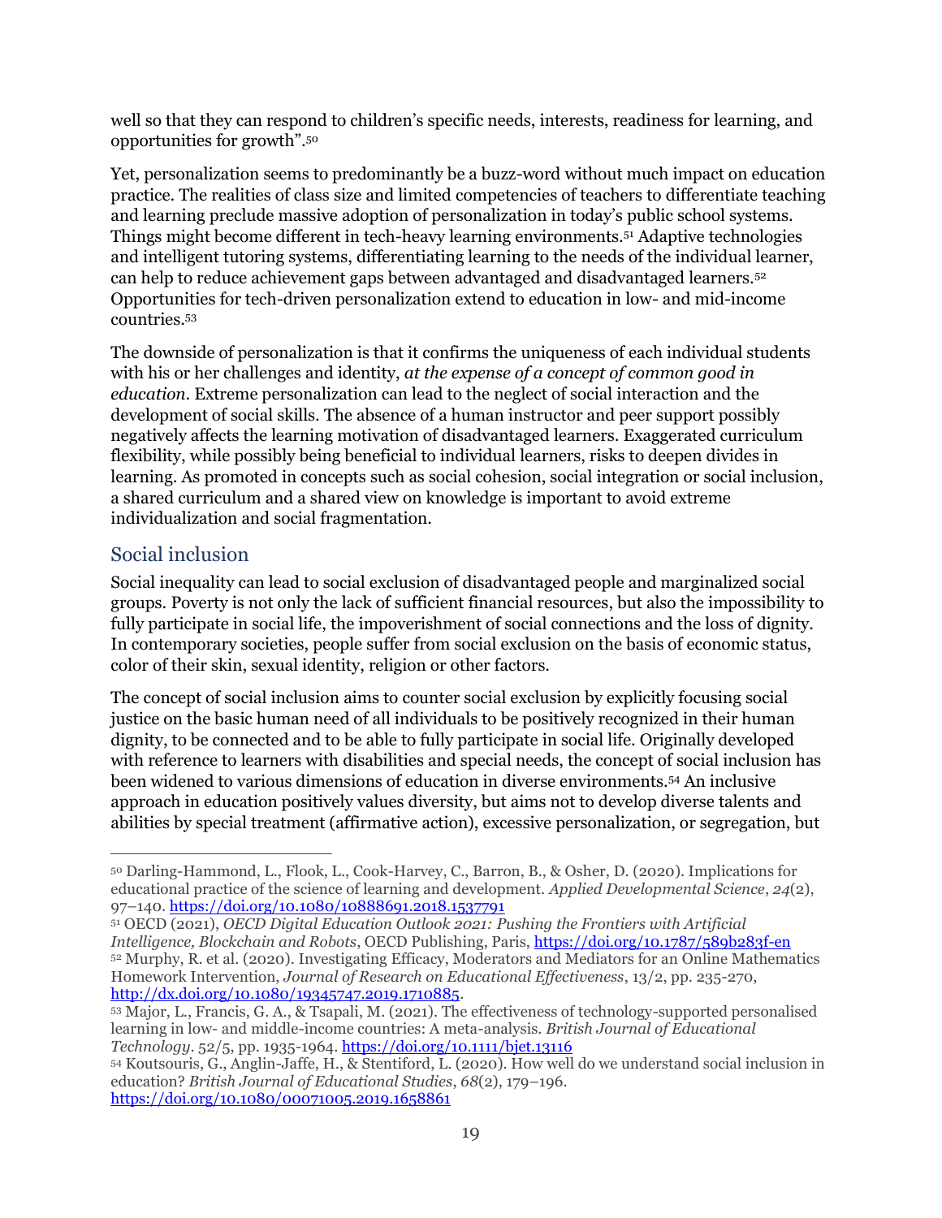well so that they can respond to children's specific needs, interests, readiness for learning, and opportunities for growth".[50]

Yet, personalization seems to predominantly be a buzz-word without much impact on education practice. The realities of class size and limited competencies of teachers to differentiate teaching and learning preclude massive adoption of personalization in today's public school systems. Things might become different in tech-heavy learning environments.[51] Adaptive technologies and intelligent tutoring systems, differentiating learning to the needs of the individual learner, can help to reduce achievement gaps between advantaged and disadvantaged learners.[52] Opportunities for tech-driven personalization extend to education in low- and mid-income countries.[53]

The downside of personalization is that it confirms the uniqueness of each individual students with his or her challenges and identity, *at the expense of a concept of common good in education*. Extreme personalization can lead to the neglect of social interaction and the development of social skills. The absence of a human instructor and peer support possibly negatively affects the learning motivation of disadvantaged learners. Exaggerated curriculum flexibility, while possibly being beneficial to individual learners, risks to deepen divides in learning. As promoted in concepts such as social cohesion, social integration or social inclusion, a shared curriculum and a shared view on knowledge is important to avoid extreme individualization and social fragmentation.

## Social inclusion

Social inequality can lead to social exclusion of disadvantaged people and marginalized social groups. Poverty is not only the lack of sufficient financial resources, but also the impossibility to fully participate in social life, the impoverishment of social connections and the loss of dignity. In contemporary societies, people suffer from social exclusion on the basis of economic status, color of their skin, sexual identity, religion or other factors.

The concept of social inclusion aims to counter social exclusion by explicitly focusing social justice on the basic human need of all individuals to be positively recognized in their human dignity, to be connected and to be able to fully participate in social life. Originally developed with reference to learners with disabilities and special needs, the concept of social inclusion has been widened to various dimensions of education in diverse environments.[54] An inclusive approach in education positively values diversity, but aims not to develop diverse talents and abilities by special treatment (affirmative action), excessive personalization, or segregation, but

---

[50] Darling-Hammond, L., Flook, L., Cook-Harvey, C., Barron, B., & Osher, D. (2020). Implications for educational practice of the science of learning and development. *Applied Developmental Science*, *24*(2), 97–140. https://doi.org/10.1080/10888691.2018.1537791

[51] OECD (2021), *OECD Digital Education Outlook 2021: Pushing the Frontiers with Artificial Intelligence, Blockchain and Robots*, OECD Publishing, Paris, https://doi.org/10.1787/589b283f-en

[52] Murphy, R. et al. (2020). Investigating Efficacy, Moderators and Mediators for an Online Mathematics Homework Intervention, *Journal of Research on Educational Effectiveness*, 13/2, pp. 235-270, http://dx.doi.org/10.1080/19345747.2019.1710885.

[53] Major, L., Francis, G. A., & Tsapali, M. (2021). The effectiveness of technology-supported personalised learning in low- and middle-income countries: A meta-analysis. *British Journal of Educational Technology*. 52/5, pp. 1935-1964. https://doi.org/10.1111/bjet.13116

[54] Koutsouris, G., Anglin-Jaffe, H., & Stentiford, L. (2020). How well do we understand social inclusion in education? *British Journal of Educational Studies*, *68*(2), 179–196. https://doi.org/10.1080/00071005.2019.1658861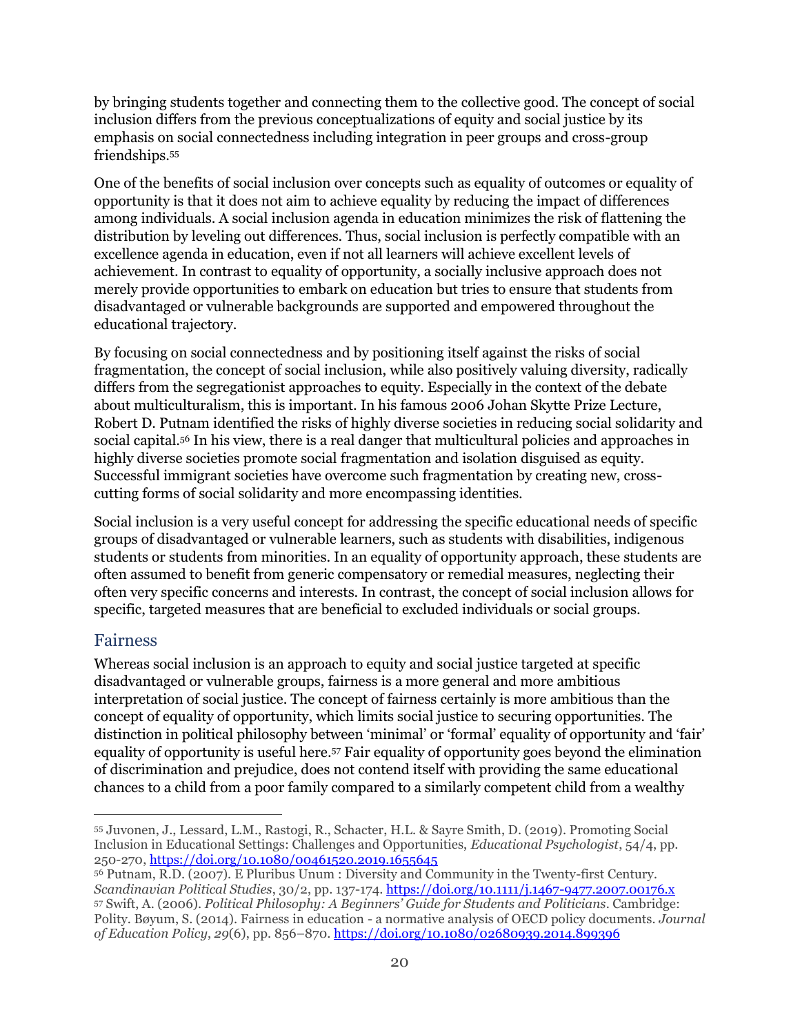by bringing students together and connecting them to the collective good. The concept of social inclusion differs from the previous conceptualizations of equity and social justice by its emphasis on social connectedness including integration in peer groups and cross-group friendships.[55]

One of the benefits of social inclusion over concepts such as equality of outcomes or equality of opportunity is that it does not aim to achieve equality by reducing the impact of differences among individuals. A social inclusion agenda in education minimizes the risk of flattening the distribution by leveling out differences. Thus, social inclusion is perfectly compatible with an excellence agenda in education, even if not all learners will achieve excellent levels of achievement. In contrast to equality of opportunity, a socially inclusive approach does not merely provide opportunities to embark on education but tries to ensure that students from disadvantaged or vulnerable backgrounds are supported and empowered throughout the educational trajectory.

By focusing on social connectedness and by positioning itself against the risks of social fragmentation, the concept of social inclusion, while also positively valuing diversity, radically differs from the segregationist approaches to equity. Especially in the context of the debate about multiculturalism, this is important. In his famous 2006 Johan Skytte Prize Lecture, Robert D. Putnam identified the risks of highly diverse societies in reducing social solidarity and social capital.[56] In his view, there is a real danger that multicultural policies and approaches in highly diverse societies promote social fragmentation and isolation disguised as equity. Successful immigrant societies have overcome such fragmentation by creating new, cross-cutting forms of social solidarity and more encompassing identities.

Social inclusion is a very useful concept for addressing the specific educational needs of specific groups of disadvantaged or vulnerable learners, such as students with disabilities, indigenous students or students from minorities. In an equality of opportunity approach, these students are often assumed to benefit from generic compensatory or remedial measures, neglecting their often very specific concerns and interests. In contrast, the concept of social inclusion allows for specific, targeted measures that are beneficial to excluded individuals or social groups.

## Fairness

Whereas social inclusion is an approach to equity and social justice targeted at specific disadvantaged or vulnerable groups, fairness is a more general and more ambitious interpretation of social justice. The concept of fairness certainly is more ambitious than the concept of equality of opportunity, which limits social justice to securing opportunities. The distinction in political philosophy between 'minimal' or 'formal' equality of opportunity and 'fair' equality of opportunity is useful here.[57] Fair equality of opportunity goes beyond the elimination of discrimination and prejudice, does not contend itself with providing the same educational chances to a child from a poor family compared to a similarly competent child from a wealthy

---

[55] Juvonen, J., Lessard, L.M., Rastogi, R., Schacter, H.L. & Sayre Smith, D. (2019). Promoting Social Inclusion in Educational Settings: Challenges and Opportunities, *Educational Psychologist*, 54/4, pp. 250-270, https://doi.org/10.1080/00461520.2019.1655645

[56] Putnam, R.D. (2007). E Pluribus Unum : Diversity and Community in the Twenty-first Century. *Scandinavian Political Studies*, 30/2, pp. 137-174. https://doi.org/10.1111/j.1467-9477.2007.00176.x

[57] Swift, A. (2006). *Political Philosophy: A Beginners' Guide for Students and Politicians*. Cambridge: Polity. Bøyum, S. (2014). Fairness in education - a normative analysis of OECD policy documents. *Journal of Education Policy*, *29*(6), pp. 856–870. https://doi.org/10.1080/02680939.2014.899396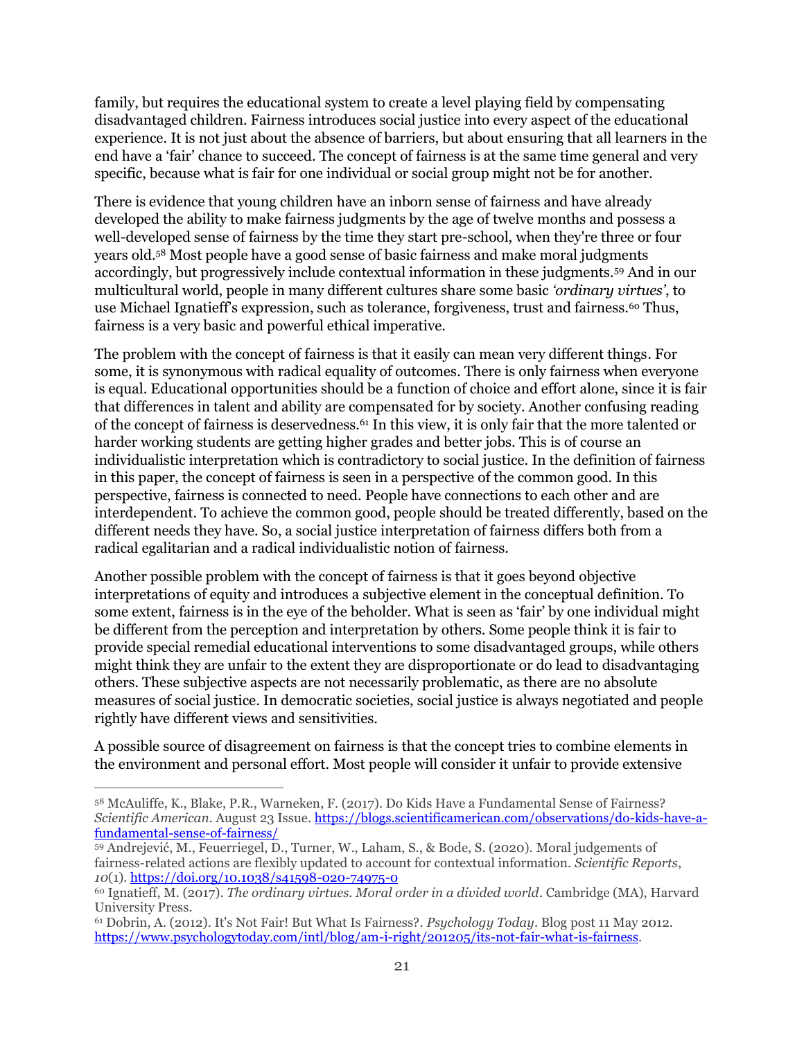family, but requires the educational system to create a level playing field by compensating disadvantaged children. Fairness introduces social justice into every aspect of the educational experience. It is not just about the absence of barriers, but about ensuring that all learners in the end have a 'fair' chance to succeed. The concept of fairness is at the same time general and very specific, because what is fair for one individual or social group might not be for another.

There is evidence that young children have an inborn sense of fairness and have already developed the ability to make fairness judgments by the age of twelve months and possess a well-developed sense of fairness by the time they start pre-school, when they're three or four years old.[58] Most people have a good sense of basic fairness and make moral judgments accordingly, but progressively include contextual information in these judgments.[59] And in our multicultural world, people in many different cultures share some basic *'ordinary virtues'*, to use Michael Ignatieff's expression, such as tolerance, forgiveness, trust and fairness.[60] Thus, fairness is a very basic and powerful ethical imperative.

The problem with the concept of fairness is that it easily can mean very different things. For some, it is synonymous with radical equality of outcomes. There is only fairness when everyone is equal. Educational opportunities should be a function of choice and effort alone, since it is fair that differences in talent and ability are compensated for by society. Another confusing reading of the concept of fairness is deservedness.[61] In this view, it is only fair that the more talented or harder working students are getting higher grades and better jobs. This is of course an individualistic interpretation which is contradictory to social justice. In the definition of fairness in this paper, the concept of fairness is seen in a perspective of the common good. In this perspective, fairness is connected to need. People have connections to each other and are interdependent. To achieve the common good, people should be treated differently, based on the different needs they have. So, a social justice interpretation of fairness differs both from a radical egalitarian and a radical individualistic notion of fairness.

Another possible problem with the concept of fairness is that it goes beyond objective interpretations of equity and introduces a subjective element in the conceptual definition. To some extent, fairness is in the eye of the beholder. What is seen as 'fair' by one individual might be different from the perception and interpretation by others. Some people think it is fair to provide special remedial educational interventions to some disadvantaged groups, while others might think they are unfair to the extent they are disproportionate or do lead to disadvantaging others. These subjective aspects are not necessarily problematic, as there are no absolute measures of social justice. In democratic societies, social justice is always negotiated and people rightly have different views and sensitivities.

A possible source of disagreement on fairness is that the concept tries to combine elements in the environment and personal effort. Most people will consider it unfair to provide extensive

---

[58] McAuliffe, K., Blake, P.R., Warneken, F. (2017). Do Kids Have a Fundamental Sense of Fairness? *Scientific American*. August 23 Issue. https://blogs.scientificamerican.com/observations/do-kids-have-a-fundamental-sense-of-fairness/

[59] Andrejević, M., Feuerriegel, D., Turner, W., Laham, S., & Bode, S. (2020). Moral judgements of fairness-related actions are flexibly updated to account for contextual information. *Scientific Reports*, *10*(1). https://doi.org/10.1038/s41598-020-74975-0

[60] Ignatieff, M. (2017). *The ordinary virtues. Moral order in a divided world*. Cambridge (MA), Harvard University Press.

[61] Dobrin, A. (2012). It's Not Fair! But What Is Fairness?. *Psychology Today*. Blog post 11 May 2012. https://www.psychologytoday.com/intl/blog/am-i-right/201205/its-not-fair-what-is-fairness.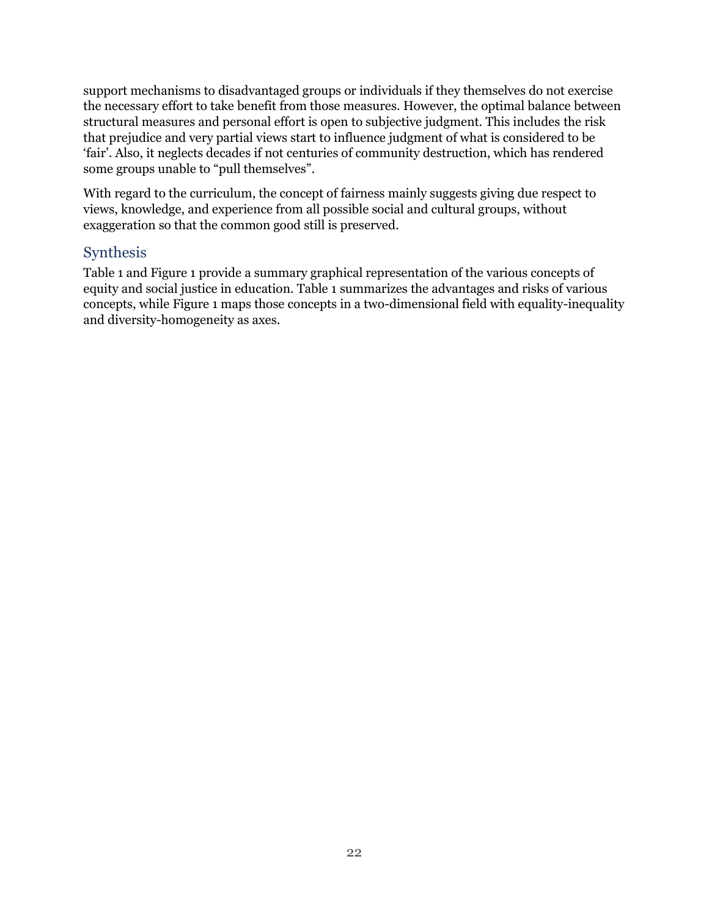support mechanisms to disadvantaged groups or individuals if they themselves do not exercise the necessary effort to take benefit from those measures. However, the optimal balance between structural measures and personal effort is open to subjective judgment. This includes the risk that prejudice and very partial views start to influence judgment of what is considered to be 'fair'. Also, it neglects decades if not centuries of community destruction, which has rendered some groups unable to "pull themselves".

With regard to the curriculum, the concept of fairness mainly suggests giving due respect to views, knowledge, and experience from all possible social and cultural groups, without exaggeration so that the common good still is preserved.

## Synthesis

Table 1 and Figure 1 provide a summary graphical representation of the various concepts of equity and social justice in education. Table 1 summarizes the advantages and risks of various concepts, while Figure 1 maps those concepts in a two-dimensional field with equality-inequality and diversity-homogeneity as axes.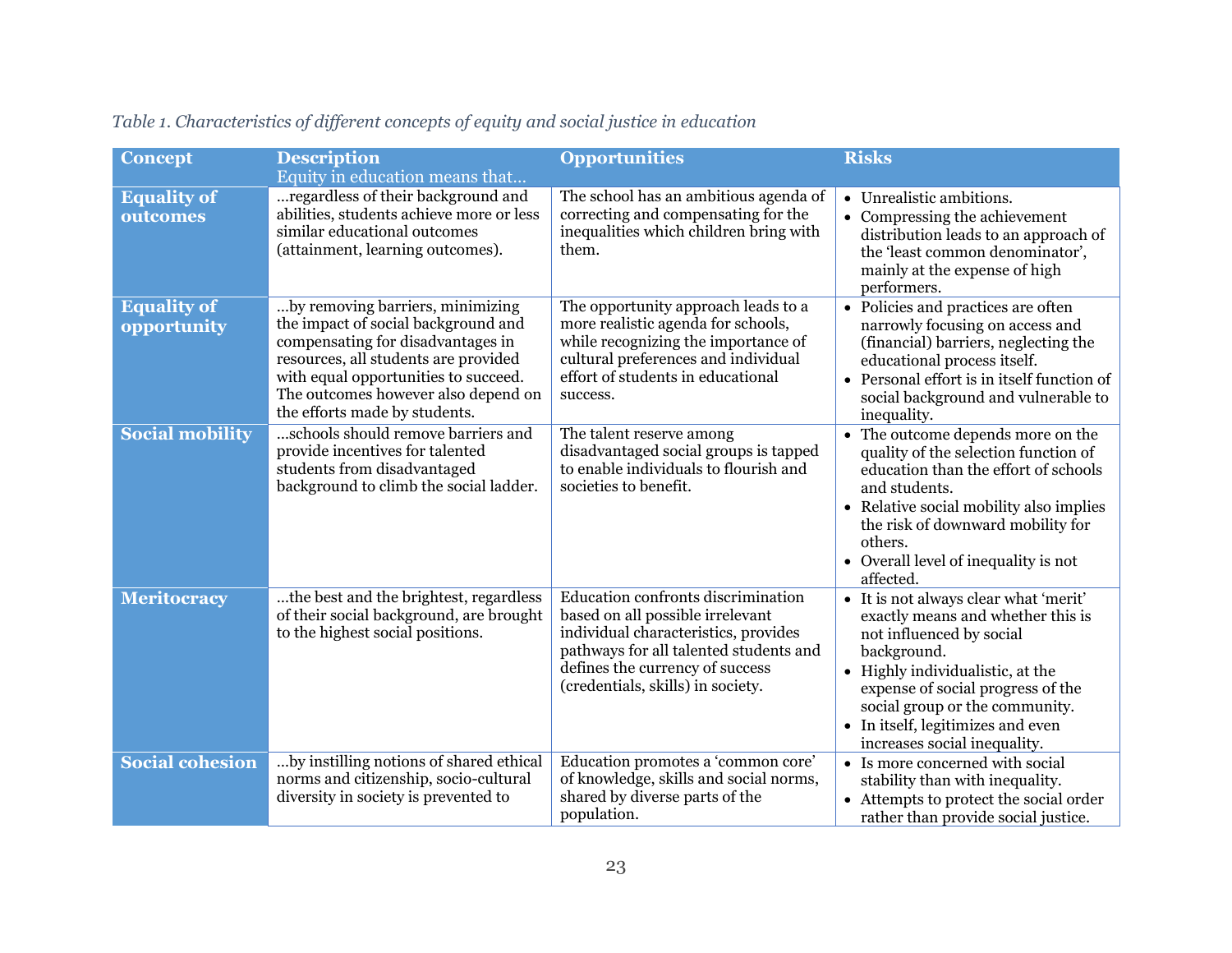*Table 1. Characteristics of different concepts of equity and social justice in education*

| Concept | Description<br>Equity in education means that… | Opportunities | Risks |
|---|---|---|---|
| **Equality of outcomes** | …regardless of their background and abilities, students achieve more or less similar educational outcomes (attainment, learning outcomes). | The school has an ambitious agenda of correcting and compensating for the inequalities which children bring with them. | • Unrealistic ambitions.<br>• Compressing the achievement distribution leads to an approach of the 'least common denominator', mainly at the expense of high performers. |
| **Equality of opportunity** | …by removing barriers, minimizing the impact of social background and compensating for disadvantages in resources, all students are provided with equal opportunities to succeed. The outcomes however also depend on the efforts made by students. | The opportunity approach leads to a more realistic agenda for schools, while recognizing the importance of cultural preferences and individual effort of students in educational success. | • Policies and practices are often narrowly focusing on access and (financial) barriers, neglecting the educational process itself.<br>• Personal effort is in itself function of social background and vulnerable to inequality. |
| **Social mobility** | …schools should remove barriers and provide incentives for talented students from disadvantaged background to climb the social ladder. | The talent reserve among disadvantaged social groups is tapped to enable individuals to flourish and societies to benefit. | • The outcome depends more on the quality of the selection function of education than the effort of schools and students.<br>• Relative social mobility also implies the risk of downward mobility for others.<br>• Overall level of inequality is not affected. |
| **Meritocracy** | …the best and the brightest, regardless of their social background, are brought to the highest social positions. | Education confronts discrimination based on all possible irrelevant individual characteristics, provides pathways for all talented students and defines the currency of success (credentials, skills) in society. | • It is not always clear what 'merit' exactly means and whether this is not influenced by social background.<br>• Highly individualistic, at the expense of social progress of the social group or the community.<br>• In itself, legitimizes and even increases social inequality. |
| **Social cohesion** | …by instilling notions of shared ethical norms and citizenship, socio-cultural diversity in society is prevented to | Education promotes a 'common core' of knowledge, skills and social norms, shared by diverse parts of the population. | • Is more concerned with social stability than with inequality.<br>• Attempts to protect the social order rather than provide social justice. |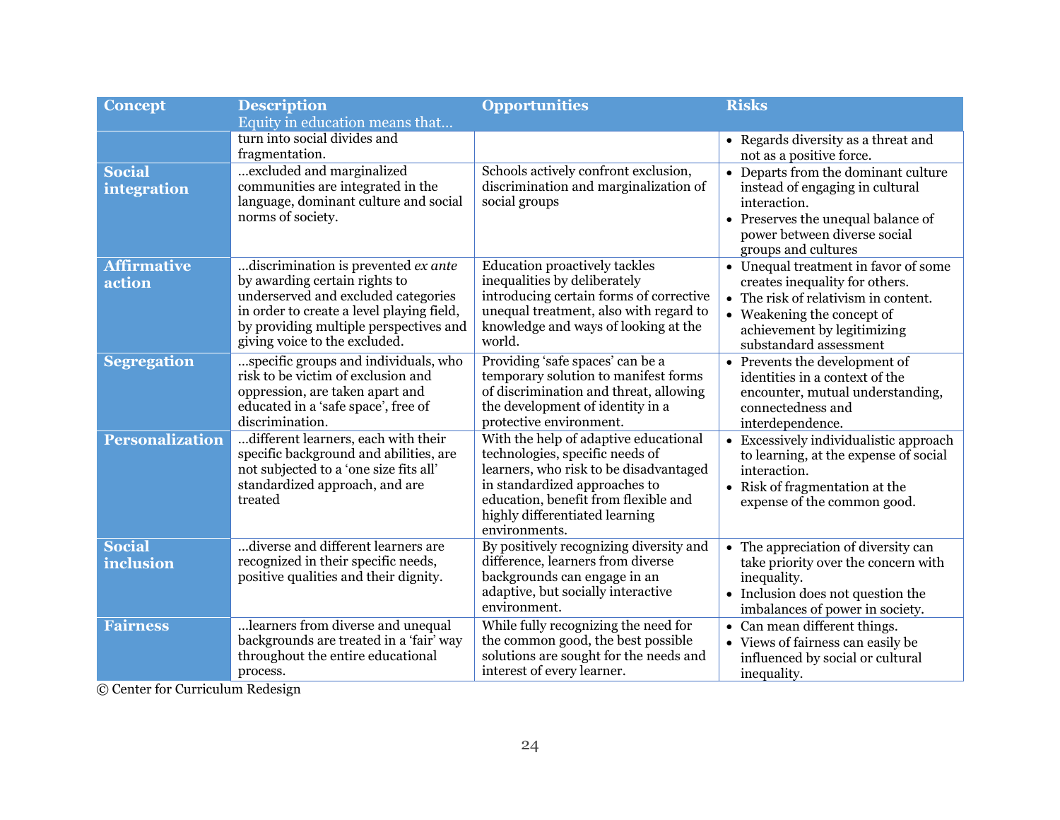| Concept | Description<br>Equity in education means that… | Opportunities | Risks |
|---|---|---|---|
| | turn into social divides and fragmentation. | | • Regards diversity as a threat and not as a positive force. |
| **Social integration** | …excluded and marginalized communities are integrated in the language, dominant culture and social norms of society. | Schools actively confront exclusion, discrimination and marginalization of social groups | • Departs from the dominant culture instead of engaging in cultural interaction.<br>• Preserves the unequal balance of power between diverse social groups and cultures |
| **Affirmative action** | …discrimination is prevented *ex ante* by awarding certain rights to underserved and excluded categories in order to create a level playing field, by providing multiple perspectives and giving voice to the excluded. | Education proactively tackles inequalities by deliberately introducing certain forms of corrective unequal treatment, also with regard to knowledge and ways of looking at the world. | • Unequal treatment in favor of some creates inequality for others.<br>• The risk of relativism in content.<br>• Weakening the concept of achievement by legitimizing substandard assessment |
| **Segregation** | …specific groups and individuals, who risk to be victim of exclusion and oppression, are taken apart and educated in a 'safe space', free of discrimination. | Providing 'safe spaces' can be a temporary solution to manifest forms of discrimination and threat, allowing the development of identity in a protective environment. | • Prevents the development of identities in a context of the encounter, mutual understanding, connectedness and interdependence. |
| **Personalization** | …different learners, each with their specific background and abilities, are not subjected to a 'one size fits all' standardized approach, and are treated | With the help of adaptive educational technologies, specific needs of learners, who risk to be disadvantaged in standardized approaches to education, benefit from flexible and highly differentiated learning environments. | • Excessively individualistic approach to learning, at the expense of social interaction.<br>• Risk of fragmentation at the expense of the common good. |
| **Social inclusion** | …diverse and different learners are recognized in their specific needs, positive qualities and their dignity. | By positively recognizing diversity and difference, learners from diverse backgrounds can engage in an adaptive, but socially interactive environment. | • The appreciation of diversity can take priority over the concern with inequality.<br>• Inclusion does not question the imbalances of power in society. |
| **Fairness** | …learners from diverse and unequal backgrounds are treated in a 'fair' way throughout the entire educational process. | While fully recognizing the need for the common good, the best possible solutions are sought for the needs and interest of every learner. | • Can mean different things.<br>• Views of fairness can easily be influenced by social or cultural inequality. |

© Center for Curriculum Redesign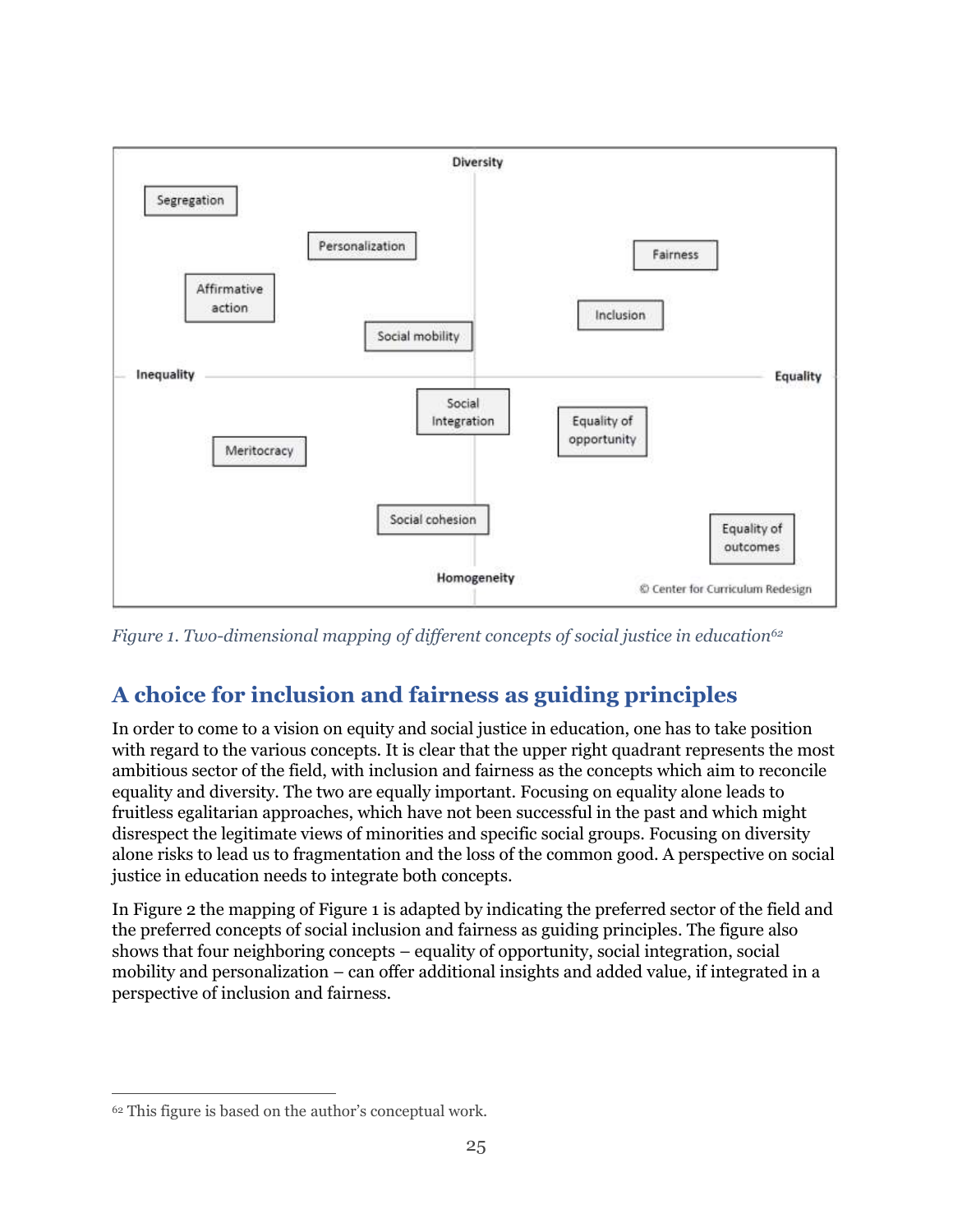Figure 1. Two-dimensional mapping of different concepts of social justice in education[62]

## A choice for inclusion and fairness as guiding principles

In order to come to a vision on equity and social justice in education, one has to take position with regard to the various concepts. It is clear that the upper right quadrant represents the most ambitious sector of the field, with inclusion and fairness as the concepts which aim to reconcile equality and diversity. The two are equally important. Focusing on equality alone leads to fruitless egalitarian approaches, which have not been successful in the past and which might disrespect the legitimate views of minorities and specific social groups. Focusing on diversity alone risks to lead us to fragmentation and the loss of the common good. A perspective on social justice in education needs to integrate both concepts.

In Figure 2 the mapping of Figure 1 is adapted by indicating the preferred sector of the field and the preferred concepts of social inclusion and fairness as guiding principles. The figure also shows that four neighboring concepts – equality of opportunity, social integration, social mobility and personalization – can offer additional insights and added value, if integrated in a perspective of inclusion and fairness.

---

[62] This figure is based on the author's conceptual work.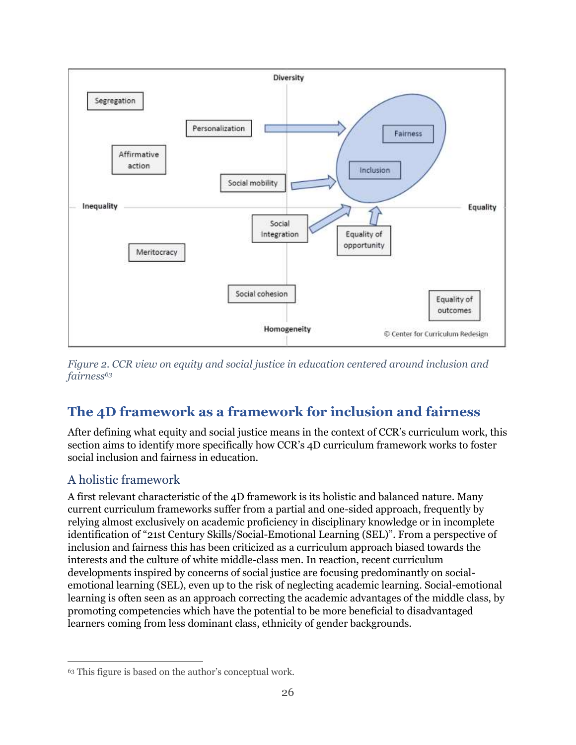*Figure 2. CCR view on equity and social justice in education centered around inclusion and fairness*[63]

## The 4D framework as a framework for inclusion and fairness

After defining what equity and social justice means in the context of CCR's curriculum work, this section aims to identify more specifically how CCR's 4D curriculum framework works to foster social inclusion and fairness in education.

### A holistic framework

A first relevant characteristic of the 4D framework is its holistic and balanced nature. Many current curriculum frameworks suffer from a partial and one-sided approach, frequently by relying almost exclusively on academic proficiency in disciplinary knowledge or in incomplete identification of "21st Century Skills/Social-Emotional Learning (SEL)". From a perspective of inclusion and fairness this has been criticized as a curriculum approach biased towards the interests and the culture of white middle-class men. In reaction, recent curriculum developments inspired by concerns of social justice are focusing predominantly on social-emotional learning (SEL), even up to the risk of neglecting academic learning. Social-emotional learning is often seen as an approach correcting the academic advantages of the middle class, by promoting competencies which have the potential to be more beneficial to disadvantaged learners coming from less dominant class, ethnicity of gender backgrounds.

---

[63] This figure is based on the author's conceptual work.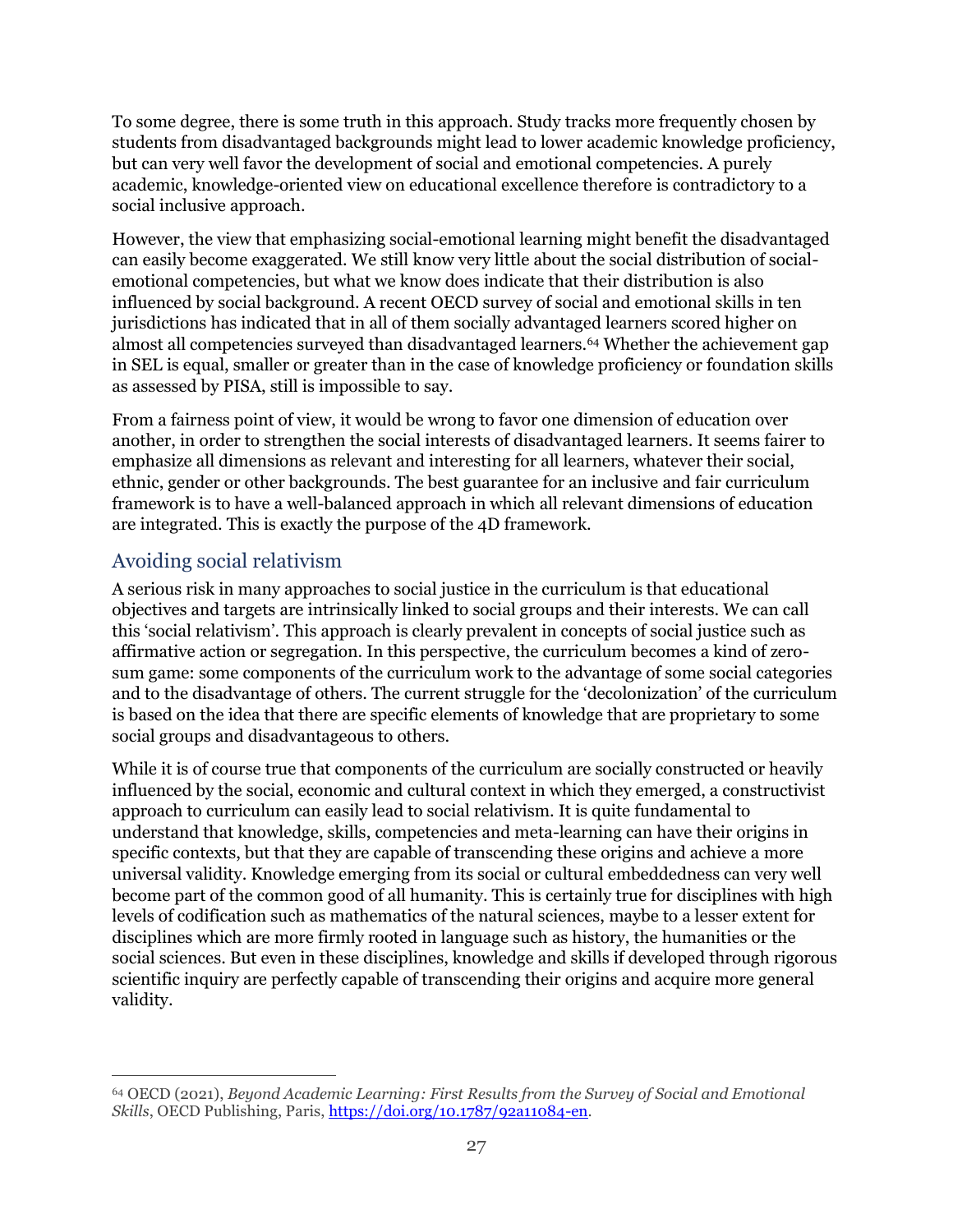To some degree, there is some truth in this approach. Study tracks more frequently chosen by students from disadvantaged backgrounds might lead to lower academic knowledge proficiency, but can very well favor the development of social and emotional competencies. A purely academic, knowledge-oriented view on educational excellence therefore is contradictory to a social inclusive approach.

However, the view that emphasizing social-emotional learning might benefit the disadvantaged can easily become exaggerated. We still know very little about the social distribution of social-emotional competencies, but what we know does indicate that their distribution is also influenced by social background. A recent OECD survey of social and emotional skills in ten jurisdictions has indicated that in all of them socially advantaged learners scored higher on almost all competencies surveyed than disadvantaged learners.[64] Whether the achievement gap in SEL is equal, smaller or greater than in the case of knowledge proficiency or foundation skills as assessed by PISA, still is impossible to say.

From a fairness point of view, it would be wrong to favor one dimension of education over another, in order to strengthen the social interests of disadvantaged learners. It seems fairer to emphasize all dimensions as relevant and interesting for all learners, whatever their social, ethnic, gender or other backgrounds. The best guarantee for an inclusive and fair curriculum framework is to have a well-balanced approach in which all relevant dimensions of education are integrated. This is exactly the purpose of the 4D framework.

## Avoiding social relativism

A serious risk in many approaches to social justice in the curriculum is that educational objectives and targets are intrinsically linked to social groups and their interests. We can call this 'social relativism'. This approach is clearly prevalent in concepts of social justice such as affirmative action or segregation. In this perspective, the curriculum becomes a kind of zero-sum game: some components of the curriculum work to the advantage of some social categories and to the disadvantage of others. The current struggle for the 'decolonization' of the curriculum is based on the idea that there are specific elements of knowledge that are proprietary to some social groups and disadvantageous to others.

While it is of course true that components of the curriculum are socially constructed or heavily influenced by the social, economic and cultural context in which they emerged, a constructivist approach to curriculum can easily lead to social relativism. It is quite fundamental to understand that knowledge, skills, competencies and meta-learning can have their origins in specific contexts, but that they are capable of transcending these origins and achieve a more universal validity. Knowledge emerging from its social or cultural embeddedness can very well become part of the common good of all humanity. This is certainly true for disciplines with high levels of codification such as mathematics of the natural sciences, maybe to a lesser extent for disciplines which are more firmly rooted in language such as history, the humanities or the social sciences. But even in these disciplines, knowledge and skills if developed through rigorous scientific inquiry are perfectly capable of transcending their origins and acquire more general validity.

---

[64] OECD (2021), *Beyond Academic Learning: First Results from the Survey of Social and Emotional Skills*, OECD Publishing, Paris, https://doi.org/10.1787/92a11084-en.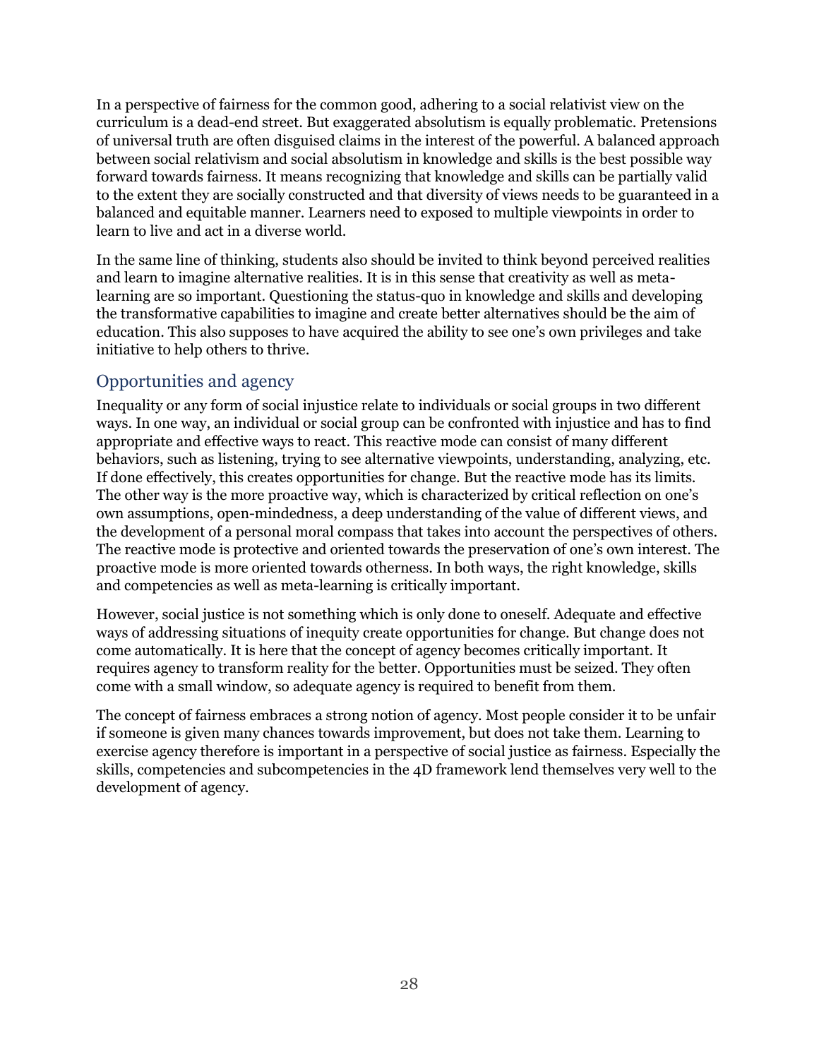In a perspective of fairness for the common good, adhering to a social relativist view on the curriculum is a dead-end street. But exaggerated absolutism is equally problematic. Pretensions of universal truth are often disguised claims in the interest of the powerful. A balanced approach between social relativism and social absolutism in knowledge and skills is the best possible way forward towards fairness. It means recognizing that knowledge and skills can be partially valid to the extent they are socially constructed and that diversity of views needs to be guaranteed in a balanced and equitable manner. Learners need to exposed to multiple viewpoints in order to learn to live and act in a diverse world.

In the same line of thinking, students also should be invited to think beyond perceived realities and learn to imagine alternative realities. It is in this sense that creativity as well as meta-learning are so important. Questioning the status-quo in knowledge and skills and developing the transformative capabilities to imagine and create better alternatives should be the aim of education. This also supposes to have acquired the ability to see one's own privileges and take initiative to help others to thrive.

## Opportunities and agency

Inequality or any form of social injustice relate to individuals or social groups in two different ways. In one way, an individual or social group can be confronted with injustice and has to find appropriate and effective ways to react. This reactive mode can consist of many different behaviors, such as listening, trying to see alternative viewpoints, understanding, analyzing, etc. If done effectively, this creates opportunities for change. But the reactive mode has its limits. The other way is the more proactive way, which is characterized by critical reflection on one's own assumptions, open-mindedness, a deep understanding of the value of different views, and the development of a personal moral compass that takes into account the perspectives of others. The reactive mode is protective and oriented towards the preservation of one's own interest. The proactive mode is more oriented towards otherness. In both ways, the right knowledge, skills and competencies as well as meta-learning is critically important.

However, social justice is not something which is only done to oneself. Adequate and effective ways of addressing situations of inequity create opportunities for change. But change does not come automatically. It is here that the concept of agency becomes critically important. It requires agency to transform reality for the better. Opportunities must be seized. They often come with a small window, so adequate agency is required to benefit from them.

The concept of fairness embraces a strong notion of agency. Most people consider it to be unfair if someone is given many chances towards improvement, but does not take them. Learning to exercise agency therefore is important in a perspective of social justice as fairness. Especially the skills, competencies and subcompetencies in the 4D framework lend themselves very well to the development of agency.